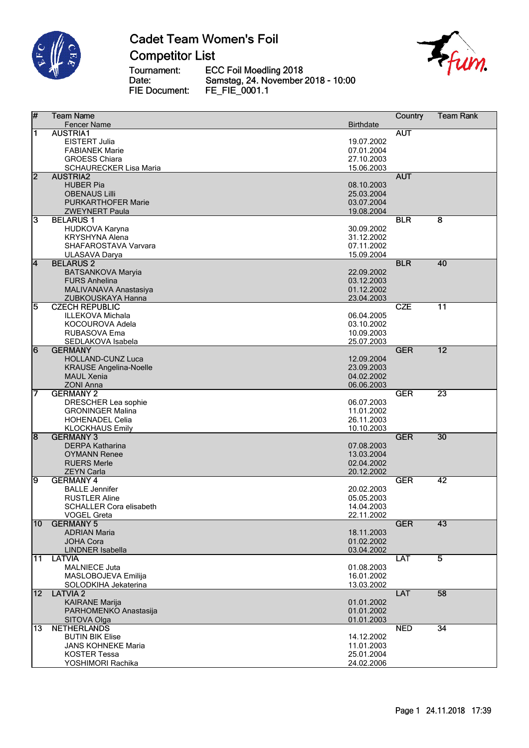# Cadet Team Women's Foil

## Competitor List

Tournament: ECC Foil Moedling 2018
Date: Samstag, 24. November 2018 - 10:00
FIE Document: FE_FIE_0001.1

| # | Team Name / Fencer Name | Birthdate | Country | Team Rank |
|---|---|---|---|---|
| 1 | AUSTRIA1 | | AUT | |
| | EISTERT Julia | 19.07.2002 | | |
| | FABIANEK Marie | 07.01.2004 | | |
| | GROESS Chiara | 27.10.2003 | | |
| | SCHAURECKER Lisa Maria | 15.06.2003 | | |
| 2 | AUSTRIA2 | | AUT | |
| | HUBER Pia | 08.10.2003 | | |
| | OBENAUS Lilli | 25.03.2004 | | |
| | PURKARTHOFER Marie | 03.07.2004 | | |
| | ZWEYNERT Paula | 19.08.2004 | | |
| 3 | BELARUS 1 | | BLR | 8 |
| | HUDKOVA Karyna | 30.09.2002 | | |
| | KRYSHYNA Alena | 31.12.2002 | | |
| | SHAFAROSTAVA Varvara | 07.11.2002 | | |
| | ULASAVA Darya | 15.09.2004 | | |
| 4 | BELARUS 2 | | BLR | 40 |
| | BATSANKOVA Maryia | 22.09.2002 | | |
| | FURS Anhelina | 03.12.2003 | | |
| | MALIVANAVA Anastasiya | 01.12.2002 | | |
| | ZUBKOUSKAYA Hanna | 23.04.2003 | | |
| 5 | CZECH REPUBLIC | | CZE | 11 |
| | ILLEKOVA Michala | 06.04.2005 | | |
| | KOCOUROVA Adela | 03.10.2002 | | |
| | RUBASOVA Ema | 10.09.2003 | | |
| | SEDLAKOVA Isabela | 25.07.2003 | | |
| 6 | GERMANY | | GER | 12 |
| | HOLLAND-CUNZ Luca | 12.09.2004 | | |
| | KRAUSE Angelina-Noelle | 23.09.2003 | | |
| | MAUL Xenia | 04.02.2002 | | |
| | ZONI Anna | 06.06.2003 | | |
| 7 | GERMANY 2 | | GER | 23 |
| | DRESCHER Lea sophie | 06.07.2003 | | |
| | GRONINGER Malina | 11.01.2002 | | |
| | HOHENADEL Celia | 26.11.2003 | | |
| | KLOCKHAUS Emily | 10.10.2003 | | |
| 8 | GERMANY 3 | | GER | 30 |
| | DERPA Katharina | 07.08.2003 | | |
| | OYMANN Renee | 13.03.2004 | | |
| | RUERS Merle | 02.04.2002 | | |
| | ZEYN Carla | 20.12.2002 | | |
| 9 | GERMANY 4 | | GER | 42 |
| | BALLE Jennifer | 20.02.2003 | | |
| | RUSTLER Aline | 05.05.2003 | | |
| | SCHALLER Cora elisabeth | 14.04.2003 | | |
| | VOGEL Greta | 22.11.2002 | | |
| 10 | GERMANY 5 | | GER | 43 |
| | ADRIAN Maria | 18.11.2003 | | |
| | JOHA Cora | 01.02.2002 | | |
| | LINDNER Isabella | 03.04.2002 | | |
| 11 | LATVIA | | LAT | 5 |
| | MALNIECE Juta | 01.08.2003 | | |
| | MASLOBOJEVA Emilija | 16.01.2002 | | |
| | SOLODKIHA Jekaterina | 13.03.2002 | | |
| 12 | LATVIA 2 | | LAT | 58 |
| | KAIRANE Marija | 01.01.2002 | | |
| | PARHOMENKO Anastasija | 01.01.2002 | | |
| | SITOVA Olga | 01.01.2003 | | |
| 13 | NETHERLANDS | | NED | 34 |
| | BUTIN BIK Elise | 14.12.2002 | | |
| | JANS KOHNEKE Maria | 11.01.2003 | | |
| | KOSTER Tessa | 25.01.2004 | | |
| | YOSHIMORI Rachika | 24.02.2006 | | |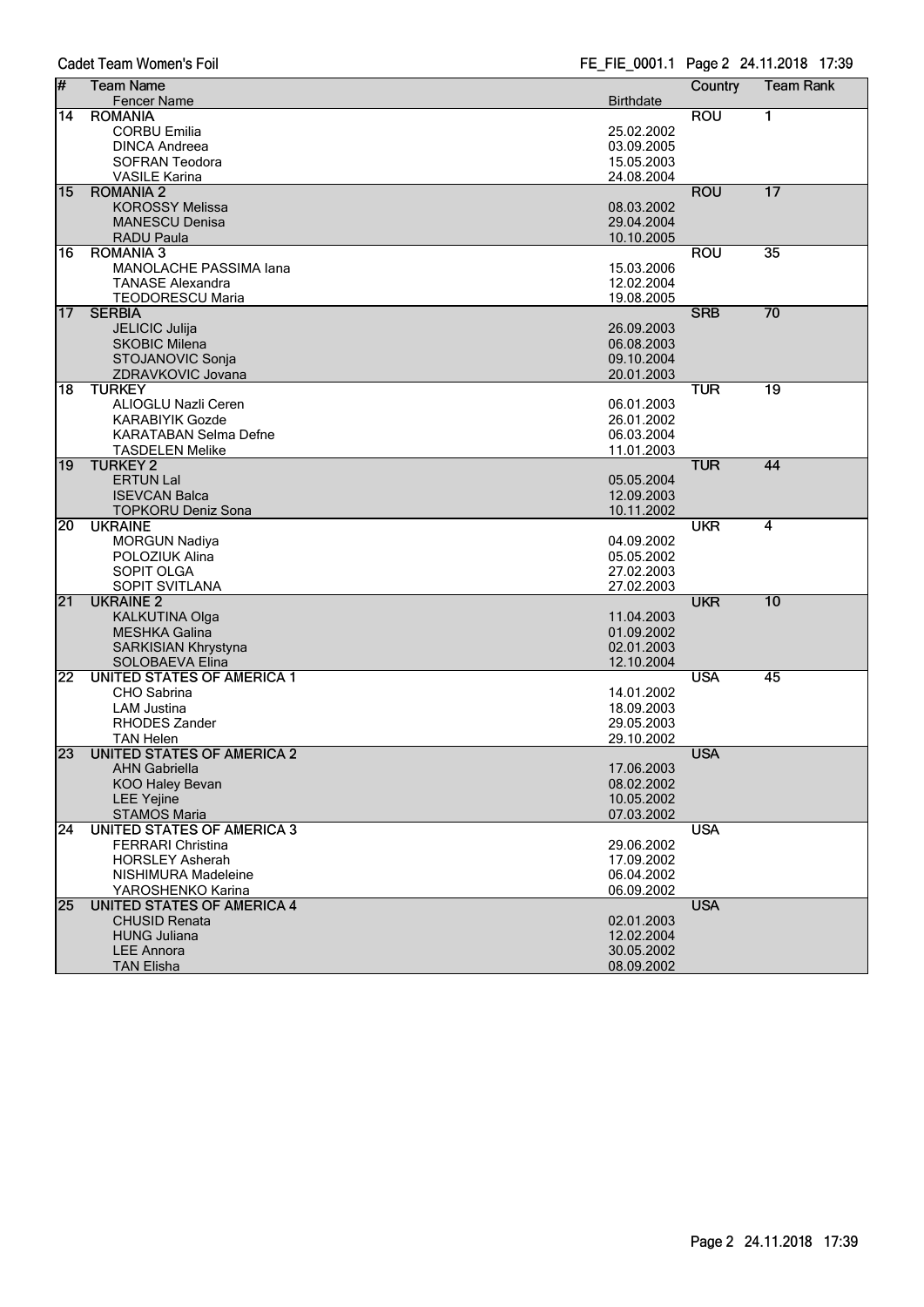Cadet Team Women's Foil

FE_FIE_0001.1

| # | Team Name / Fencer Name | Birthdate | Country | Team Rank |
|---|---|---|---|---|
| 14 | ROMANIA | | ROU | 1 |
| | CORBU Emilia | 25.02.2002 | | |
| | DINCA Andreea | 03.09.2005 | | |
| | SOFRAN Teodora | 15.05.2003 | | |
| | VASILE Karina | 24.08.2004 | | |
| 15 | ROMANIA 2 | | ROU | 17 |
| | KOROSSY Melissa | 08.03.2002 | | |
| | MANESCU Denisa | 29.04.2004 | | |
| | RADU Paula | 10.10.2005 | | |
| 16 | ROMANIA 3 | | ROU | 35 |
| | MANOLACHE PASSIMA Iana | 15.03.2006 | | |
| | TANASE Alexandra | 12.02.2004 | | |
| | TEODORESCU Maria | 19.08.2005 | | |
| 17 | SERBIA | | SRB | 70 |
| | JELICIC Julija | 26.09.2003 | | |
| | SKOBIC Milena | 06.08.2003 | | |
| | STOJANOVIC Sonja | 09.10.2004 | | |
| | ZDRAVKOVIC Jovana | 20.01.2003 | | |
| 18 | TURKEY | | TUR | 19 |
| | ALIOGLU Nazli Ceren | 06.01.2003 | | |
| | KARABIYIK Gozde | 26.01.2002 | | |
| | KARATABAN Selma Defne | 06.03.2004 | | |
| | TASDELEN Melike | 11.01.2003 | | |
| 19 | TURKEY 2 | | TUR | 44 |
| | ERTUN Lal | 05.05.2004 | | |
| | ISEVCAN Balca | 12.09.2003 | | |
| | TOPKORU Deniz Sona | 10.11.2002 | | |
| 20 | UKRAINE | | UKR | 4 |
| | MORGUN Nadiya | 04.09.2002 | | |
| | POLOZIUK Alina | 05.05.2002 | | |
| | SOPIT OLGA | 27.02.2003 | | |
| | SOPIT SVITLANA | 27.02.2003 | | |
| 21 | UKRAINE 2 | | UKR | 10 |
| | KALKUTINA Olga | 11.04.2003 | | |
| | MESHKA Galina | 01.09.2002 | | |
| | SARKISIAN Khrystyna | 02.01.2003 | | |
| | SOLOBAEVA Elina | 12.10.2004 | | |
| 22 | UNITED STATES OF AMERICA 1 | | USA | 45 |
| | CHO Sabrina | 14.01.2002 | | |
| | LAM Justina | 18.09.2003 | | |
| | RHODES Zander | 29.05.2003 | | |
| | TAN Helen | 29.10.2002 | | |
| 23 | UNITED STATES OF AMERICA 2 | | USA | |
| | AHN Gabriella | 17.06.2003 | | |
| | KOO Haley Bevan | 08.02.2002 | | |
| | LEE Yejine | 10.05.2002 | | |
| | STAMOS Maria | 07.03.2002 | | |
| 24 | UNITED STATES OF AMERICA 3 | | USA | |
| | FERRARI Christina | 29.06.2002 | | |
| | HORSLEY Asherah | 17.09.2002 | | |
| | NISHIMURA Madeleine | 06.04.2002 | | |
| | YAROSHENKO Karina | 06.09.2002 | | |
| 25 | UNITED STATES OF AMERICA 4 | | USA | |
| | CHUSID Renata | 02.01.2003 | | |
| | HUNG Juliana | 12.02.2004 | | |
| | LEE Annora | 30.05.2002 | | |
| | TAN Elisha | 08.09.2002 | | |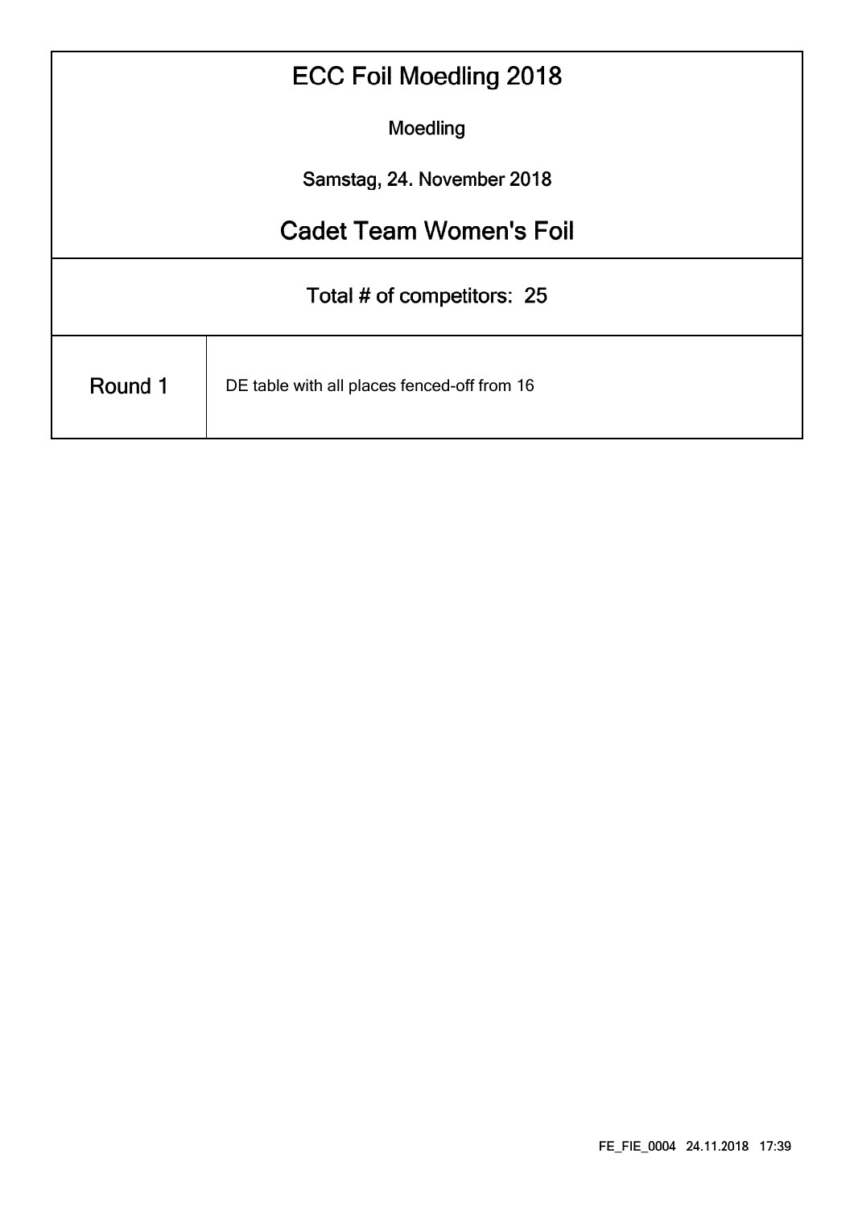# ECC Foil Moedling 2018

Moedling

Samstag, 24. November 2018

## Cadet Team Women's Foil

Total # of competitors: 25

| Round 1 | DE table with all places fenced-off from 16 |
|---|---|

FE_FIE_0004 24.11.2018 17:39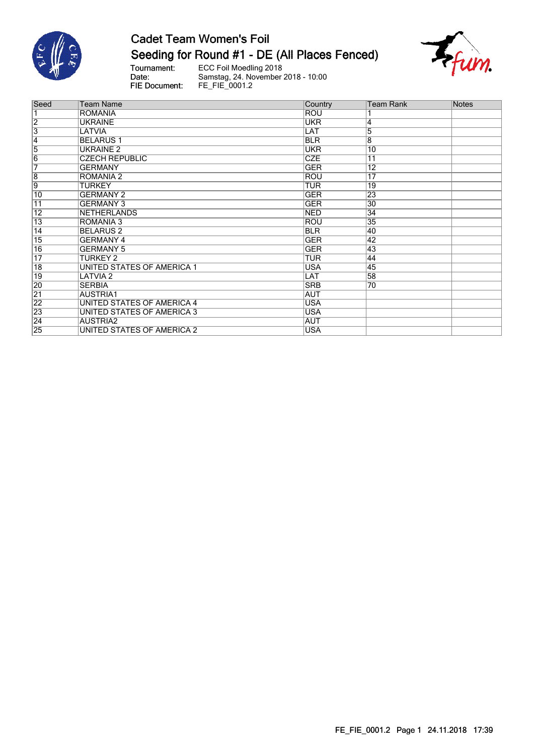# Cadet Team Women's Foil

## Seeding for Round #1 - DE (All Places Fenced)

Tournament: ECC Foil Moedling 2018
Date: Samstag, 24. November 2018 - 10:00
FIE Document: FE_FIE_0001.2

| Seed | Team Name | Country | Team Rank | Notes |
|---|---|---|---|---|
| 1 | ROMANIA | ROU | 1 | |
| 2 | UKRAINE | UKR | 4 | |
| 3 | LATVIA | LAT | 5 | |
| 4 | BELARUS 1 | BLR | 8 | |
| 5 | UKRAINE 2 | UKR | 10 | |
| 6 | CZECH REPUBLIC | CZE | 11 | |
| 7 | GERMANY | GER | 12 | |
| 8 | ROMANIA 2 | ROU | 17 | |
| 9 | TURKEY | TUR | 19 | |
| 10 | GERMANY 2 | GER | 23 | |
| 11 | GERMANY 3 | GER | 30 | |
| 12 | NETHERLANDS | NED | 34 | |
| 13 | ROMANIA 3 | ROU | 35 | |
| 14 | BELARUS 2 | BLR | 40 | |
| 15 | GERMANY 4 | GER | 42 | |
| 16 | GERMANY 5 | GER | 43 | |
| 17 | TURKEY 2 | TUR | 44 | |
| 18 | UNITED STATES OF AMERICA 1 | USA | 45 | |
| 19 | LATVIA 2 | LAT | 58 | |
| 20 | SERBIA | SRB | 70 | |
| 21 | AUSTRIA1 | AUT | | |
| 22 | UNITED STATES OF AMERICA 4 | USA | | |
| 23 | UNITED STATES OF AMERICA 3 | USA | | |
| 24 | AUSTRIA2 | AUT | | |
| 25 | UNITED STATES OF AMERICA 2 | USA | | |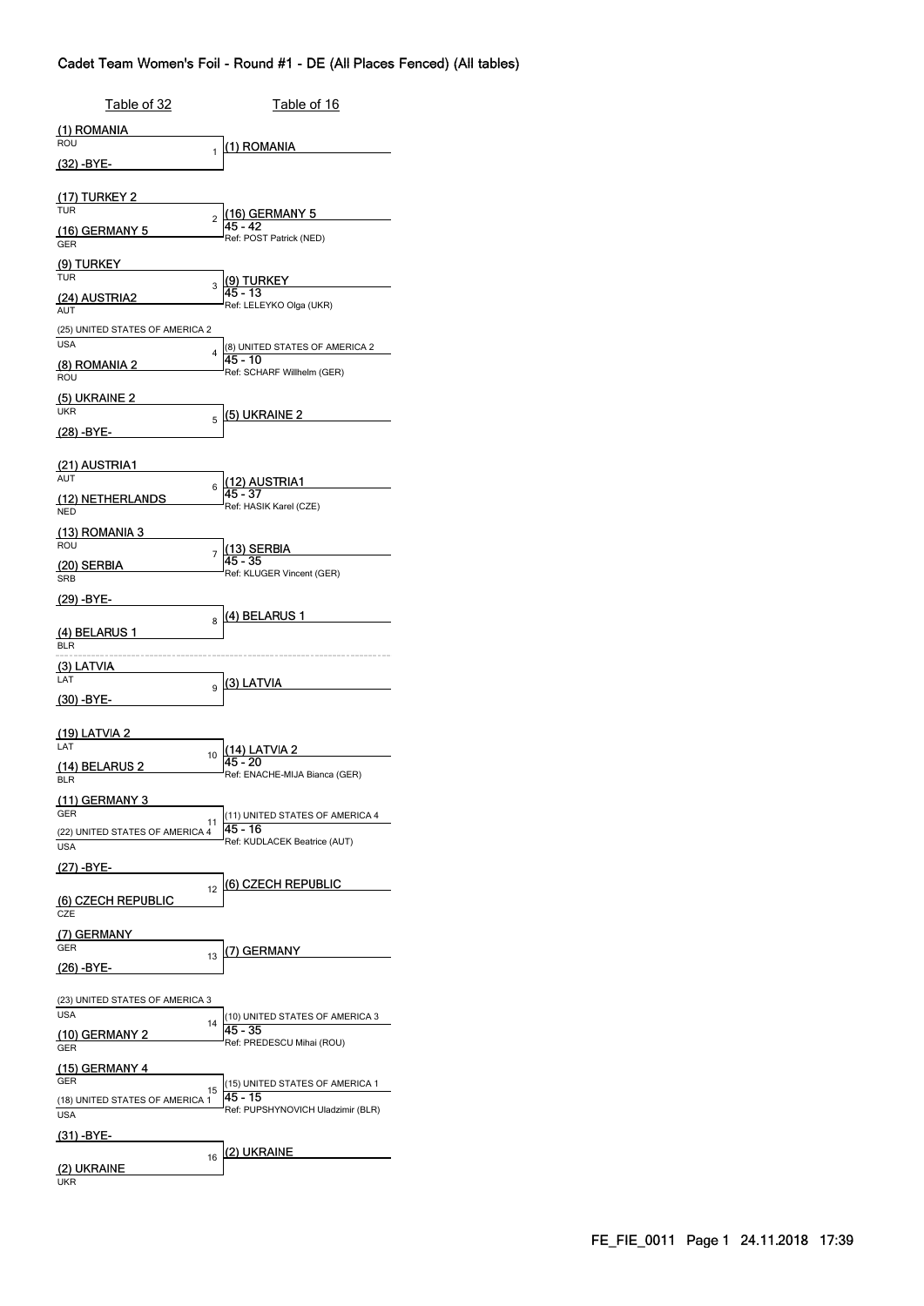# Cadet Team Women's Foil - Round #1 - DE (All Places Fenced) (All tables)

| Table of 32 | | Table of 16 |
|---|---|---|
| (1) ROMANIA ROU / (32) -BYE- | 1 | (1) ROMANIA |
| (17) TURKEY 2 TUR / (16) GERMANY 5 GER | 2 | (16) GERMANY 5 45 - 42 Ref: POST Patrick (NED) |
| (9) TURKEY TUR / (24) AUSTRIA2 AUT | 3 | (9) TURKEY 45 - 13 Ref: LELEYKO Olga (UKR) |
| (25) UNITED STATES OF AMERICA 2 USA / (8) ROMANIA 2 ROU | 4 | (8) UNITED STATES OF AMERICA 2 45 - 10 Ref: SCHARF Willhelm (GER) |
| (5) UKRAINE 2 UKR / (28) -BYE- | 5 | (5) UKRAINE 2 |
| (21) AUSTRIA1 AUT / (12) NETHERLANDS NED | 6 | (12) AUSTRIA1 45 - 37 Ref: HASIK Karel (CZE) |
| (13) ROMANIA 3 ROU / (20) SERBIA SRB | 7 | (13) SERBIA 45 - 35 Ref: KLUGER Vincent (GER) |
| (29) -BYE- / (4) BELARUS 1 BLR | 8 | (4) BELARUS 1 |
| (3) LATVIA LAT / (30) -BYE- | 9 | (3) LATVIA |
| (19) LATVIA 2 LAT / (14) BELARUS 2 BLR | 10 | (14) LATVIA 2 45 - 20 Ref: ENACHE-MIJA Bianca (GER) |
| (11) GERMANY 3 GER / (22) UNITED STATES OF AMERICA 4 USA | 11 | (11) UNITED STATES OF AMERICA 4 45 - 16 Ref: KUDLACEK Beatrice (AUT) |
| (27) -BYE- / (6) CZECH REPUBLIC CZE | 12 | (6) CZECH REPUBLIC |
| (7) GERMANY GER / (26) -BYE- | 13 | (7) GERMANY |
| (23) UNITED STATES OF AMERICA 3 USA / (10) GERMANY 2 GER | 14 | (10) UNITED STATES OF AMERICA 3 45 - 35 Ref: PREDESCU Mihai (ROU) |
| (15) GERMANY 4 GER / (18) UNITED STATES OF AMERICA 1 USA | 15 | (15) UNITED STATES OF AMERICA 1 45 - 15 Ref: PUPSHYNOVICH Uladzimir (BLR) |
| (31) -BYE- / (2) UKRAINE UKR | 16 | (2) UKRAINE |

FE_FIE_0011 Page 1 24.11.2018 17:39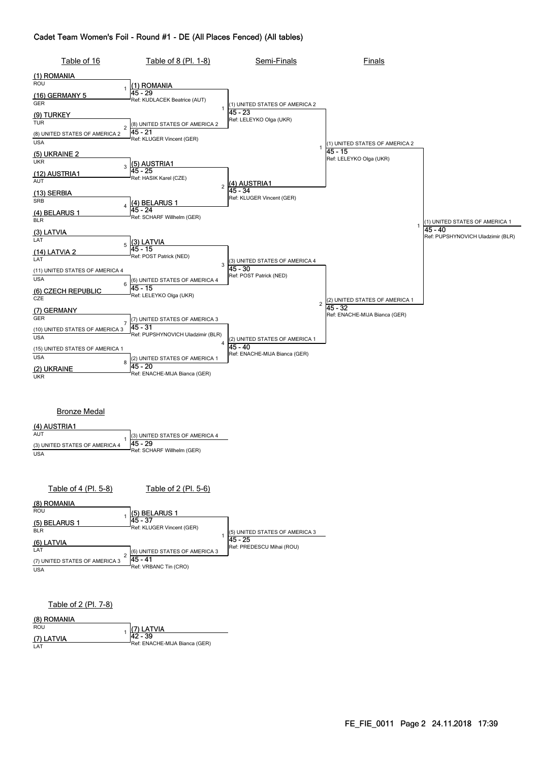# Cadet Team Women's Foil - Round #1 - DE (All Places Fenced) (All tables)

## Table of 16

| Bout | Team A | Team B |
|---|---|---|
| 1 | (1) ROMANIA (ROU) | (16) GERMANY 5 (GER) |
| 2 | (9) TURKEY (TUR) | (8) UNITED STATES OF AMERICA 2 (USA) |
| 3 | (5) UKRAINE 2 (UKR) | (12) AUSTRIA1 (AUT) |
| 4 | (13) SERBIA (SRB) | (4) BELARUS 1 (BLR) |
| 5 | (3) LATVIA (LAT) | (14) LATVIA 2 (LAT) |
| 6 | (11) UNITED STATES OF AMERICA 4 (USA) | (6) CZECH REPUBLIC (CZE) |
| 7 | (7) GERMANY (GER) | (10) UNITED STATES OF AMERICA 3 (USA) |
| 8 | (15) UNITED STATES OF AMERICA 1 (USA) | (2) UKRAINE (UKR) |

## Table of 8 (Pl. 1-8)

| Bout | Winner | Score | Referee |
|---|---|---|---|
| 1 | (1) ROMANIA | 45 - 29 | Ref: KUDLACEK Beatrice (AUT) |
| 2 | (8) UNITED STATES OF AMERICA 2 | 45 - 21 | Ref: KLUGER Vincent (GER) |
| 3 | (5) AUSTRIA1 | 45 - 25 | Ref: HASIK Karel (CZE) |
| 4 | (4) BELARUS 1 | 45 - 24 | Ref: SCHARF Willhelm (GER) |
| 5 | (3) LATVIA | 45 - 15 | Ref: POST Patrick (NED) |
| 6 | (6) UNITED STATES OF AMERICA 4 | 45 - 15 | Ref: LELEYKO Olga (UKR) |
| 7 | (7) UNITED STATES OF AMERICA 3 | 45 - 31 | Ref: PUPSHYNOVICH Uladzimir (BLR) |
| 8 | (2) UNITED STATES OF AMERICA 1 | 45 - 20 | Ref: ENACHE-MIJA Bianca (GER) |

## Semi-Finals

| Bout | Winner | Score | Referee |
|---|---|---|---|
| 1 | (1) UNITED STATES OF AMERICA 2 | 45 - 23 | Ref: LELEYKO Olga (UKR) |
| 2 | (4) AUSTRIA1 | 45 - 34 | Ref: KLUGER Vincent (GER) |
| 3 | (3) UNITED STATES OF AMERICA 4 | 45 - 30 | Ref: POST Patrick (NED) |
| 4 | (2) UNITED STATES OF AMERICA 1 | 45 - 40 | Ref: ENACHE-MIJA Bianca (GER) |

## Finals

| Bout | Winner | Score | Referee |
|---|---|---|---|
| 1 | (1) UNITED STATES OF AMERICA 2 | 45 - 15 | Ref: LELEYKO Olga (UKR) |
| 2 | (2) UNITED STATES OF AMERICA 1 | 45 - 32 | Ref: ENACHE-MIJA Bianca (GER) |

**Final:** (1) UNITED STATES OF AMERICA 1 — 45 - 40 — Ref: PUPSHYNOVICH Uladzimir (BLR)

## Bronze Medal

| Bout | Team A | Team B | Winner | Score | Referee |
|---|---|---|---|---|---|
| 1 | (4) AUSTRIA1 (AUT) | (3) UNITED STATES OF AMERICA 4 (USA) | (3) UNITED STATES OF AMERICA 4 | 45 - 29 | Ref: SCHARF Willhelm (GER) |

## Table of 4 (Pl. 5-8)

| Bout | Team A | Team B | Winner | Score | Referee |
|---|---|---|---|---|---|
| 1 | (8) ROMANIA (ROU) | (5) BELARUS 1 (BLR) | (5) BELARUS 1 | 45 - 37 | Ref: KLUGER Vincent (GER) |
| 2 | (6) LATVIA (LAT) | (7) UNITED STATES OF AMERICA 3 (USA) | (6) UNITED STATES OF AMERICA 3 | 45 - 41 | Ref: VRBANC Tin (CRO) |

## Table of 2 (Pl. 5-6)

| Bout | Winner | Score | Referee |
|---|---|---|---|
| 1 | (5) UNITED STATES OF AMERICA 3 | 45 - 25 | Ref: PREDESCU Mihai (ROU) |

## Table of 2 (Pl. 7-8)

| Bout | Team A | Team B | Winner | Score | Referee |
|---|---|---|---|---|---|
| 1 | (8) ROMANIA (ROU) | (7) LATVIA (LAT) | (7) LATVIA | 42 - 39 | Ref: ENACHE-MIJA Bianca (GER) |

FE_FIE_0011 Page 2 24.11.2018 17:39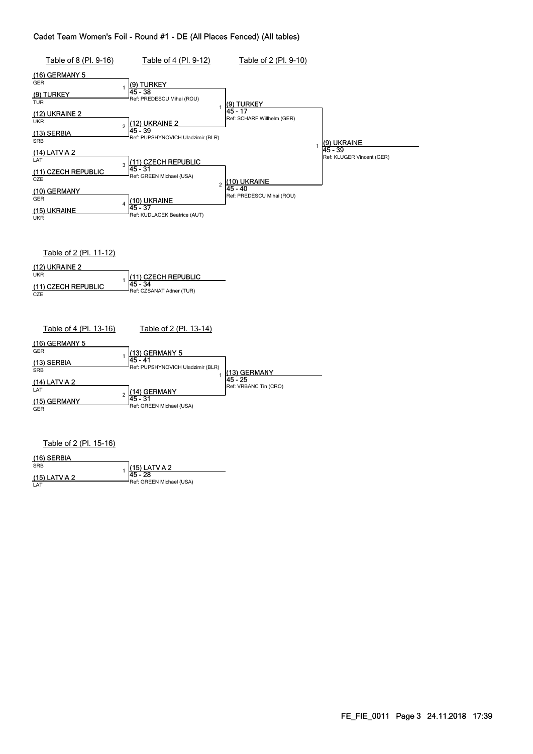# Cadet Team Women's Foil - Round #1 - DE (All Places Fenced) (All tables)

## Table of 8 (Pl. 9-16) / Table of 4 (Pl. 9-12) / Table of 2 (Pl. 9-10)

| Table of 8 (Pl. 9-16) | | Table of 4 (Pl. 9-12) | | Table of 2 (Pl. 9-10) | | Final |
|---|---|---|---|---|---|---|
| (16) GERMANY 5 GER | 1 | (9) TURKEY 45 - 38 Ref: PREDESCU Mihai (ROU) | 1 | (9) TURKEY 45 - 17 Ref: SCHARF Willhelm (GER) | 1 | (9) UKRAINE 45 - 39 Ref: KLUGER Vincent (GER) |
| (9) TURKEY TUR | | | | | | |
| (12) UKRAINE 2 UKR | 2 | (12) UKRAINE 2 45 - 39 Ref: PUPSHYNOVICH Uladzimir (BLR) | | | | |
| (13) SERBIA SRB | | | | | | |
| (14) LATVIA 2 LAT | 3 | (11) CZECH REPUBLIC 45 - 31 Ref: GREEN Michael (USA) | 2 | (10) UKRAINE 45 - 40 Ref: PREDESCU Mihai (ROU) | | |
| (11) CZECH REPUBLIC CZE | | | | | | |
| (10) GERMANY GER | 4 | (10) UKRAINE 45 - 37 Ref: KUDLACEK Beatrice (AUT) | | | | |
| (15) UKRAINE UKR | | | | | | |

## Table of 2 (Pl. 11-12)

| Table of 2 (Pl. 11-12) | | Winner |
|---|---|---|
| (12) UKRAINE 2 UKR | 1 | (11) CZECH REPUBLIC 45 - 34 Ref: CZSANAT Adner (TUR) |
| (11) CZECH REPUBLIC CZE | | |

## Table of 4 (Pl. 13-16) / Table of 2 (Pl. 13-14)

| Table of 4 (Pl. 13-16) | | Table of 2 (Pl. 13-14) | | Winner |
|---|---|---|---|---|
| (16) GERMANY 5 GER | 1 | (13) GERMANY 5 45 - 41 Ref: PUPSHYNOVICH Uladzimir (BLR) | 1 | (13) GERMANY 45 - 25 Ref: VRBANC Tin (CRO) |
| (13) SERBIA SRB | | | | |
| (14) LATVIA 2 LAT | 2 | (14) GERMANY 45 - 31 Ref: GREEN Michael (USA) | | |
| (15) GERMANY GER | | | | |

## Table of 2 (Pl. 15-16)

| Table of 2 (Pl. 15-16) | | Winner |
|---|---|---|
| (16) SERBIA SRB | 1 | (15) LATVIA 2 45 - 28 Ref: GREEN Michael (USA) |
| (15) LATVIA 2 LAT | | |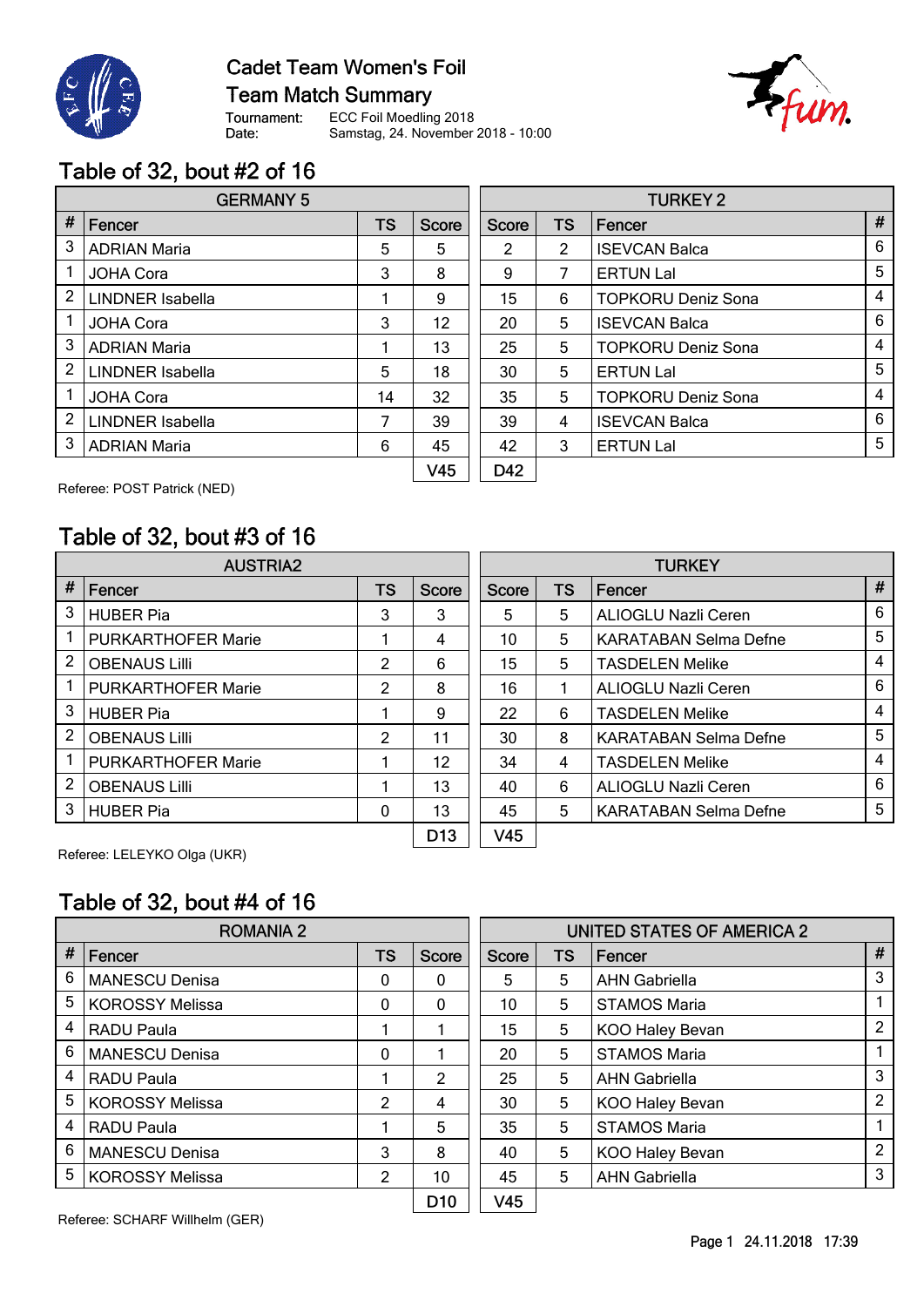# Cadet Team Women's Foil

## Team Match Summary

Tournament: ECC Foil Moedling 2018
Date: Samstag, 24. November 2018 - 10:00

### Table of 32, bout #2 of 16

| # | GERMANY 5 Fencer | TS | Score | Score | TS | TURKEY 2 Fencer | # |
|---|---|---|---|---|---|---|---|
| 3 | ADRIAN Maria | 5 | 5 | 2 | 2 | ISEVCAN Balca | 6 |
| 1 | JOHA Cora | 3 | 8 | 9 | 7 | ERTUN Lal | 5 |
| 2 | LINDNER Isabella | 1 | 9 | 15 | 6 | TOPKORU Deniz Sona | 4 |
| 1 | JOHA Cora | 3 | 12 | 20 | 5 | ISEVCAN Balca | 6 |
| 3 | ADRIAN Maria | 1 | 13 | 25 | 5 | TOPKORU Deniz Sona | 4 |
| 2 | LINDNER Isabella | 5 | 18 | 30 | 5 | ERTUN Lal | 5 |
| 1 | JOHA Cora | 14 | 32 | 35 | 5 | TOPKORU Deniz Sona | 4 |
| 2 | LINDNER Isabella | 7 | 39 | 39 | 4 | ISEVCAN Balca | 6 |
| 3 | ADRIAN Maria | 6 | 45 | 42 | 3 | ERTUN Lal | 5 |
| | | | V45 | D42 | | | |

Referee: POST Patrick (NED)

### Table of 32, bout #3 of 16

| # | AUSTRIA2 Fencer | TS | Score | Score | TS | TURKEY Fencer | # |
|---|---|---|---|---|---|---|---|
| 3 | HUBER Pia | 3 | 3 | 5 | 5 | ALIOGLU Nazli Ceren | 6 |
| 1 | PURKARTHOFER Marie | 1 | 4 | 10 | 5 | KARATABAN Selma Defne | 5 |
| 2 | OBENAUS Lilli | 2 | 6 | 15 | 5 | TASDELEN Melike | 4 |
| 1 | PURKARTHOFER Marie | 2 | 8 | 16 | 1 | ALIOGLU Nazli Ceren | 6 |
| 3 | HUBER Pia | 1 | 9 | 22 | 6 | TASDELEN Melike | 4 |
| 2 | OBENAUS Lilli | 2 | 11 | 30 | 8 | KARATABAN Selma Defne | 5 |
| 1 | PURKARTHOFER Marie | 1 | 12 | 34 | 4 | TASDELEN Melike | 4 |
| 2 | OBENAUS Lilli | 1 | 13 | 40 | 6 | ALIOGLU Nazli Ceren | 6 |
| 3 | HUBER Pia | 0 | 13 | 45 | 5 | KARATABAN Selma Defne | 5 |
| | | | D13 | V45 | | | |

Referee: LELEYKO Olga (UKR)

### Table of 32, bout #4 of 16

| # | ROMANIA 2 Fencer | TS | Score | Score | TS | UNITED STATES OF AMERICA 2 Fencer | # |
|---|---|---|---|---|---|---|---|
| 6 | MANESCU Denisa | 0 | 0 | 5 | 5 | AHN Gabriella | 3 |
| 5 | KOROSSY Melissa | 0 | 0 | 10 | 5 | STAMOS Maria | 1 |
| 4 | RADU Paula | 1 | 1 | 15 | 5 | KOO Haley Bevan | 2 |
| 6 | MANESCU Denisa | 0 | 1 | 20 | 5 | STAMOS Maria | 1 |
| 4 | RADU Paula | 1 | 2 | 25 | 5 | AHN Gabriella | 3 |
| 5 | KOROSSY Melissa | 2 | 4 | 30 | 5 | KOO Haley Bevan | 2 |
| 4 | RADU Paula | 1 | 5 | 35 | 5 | STAMOS Maria | 1 |
| 6 | MANESCU Denisa | 3 | 8 | 40 | 5 | KOO Haley Bevan | 2 |
| 5 | KOROSSY Melissa | 2 | 10 | 45 | 5 | AHN Gabriella | 3 |
| | | | D10 | V45 | | | |

Referee: SCHARF Willhelm (GER)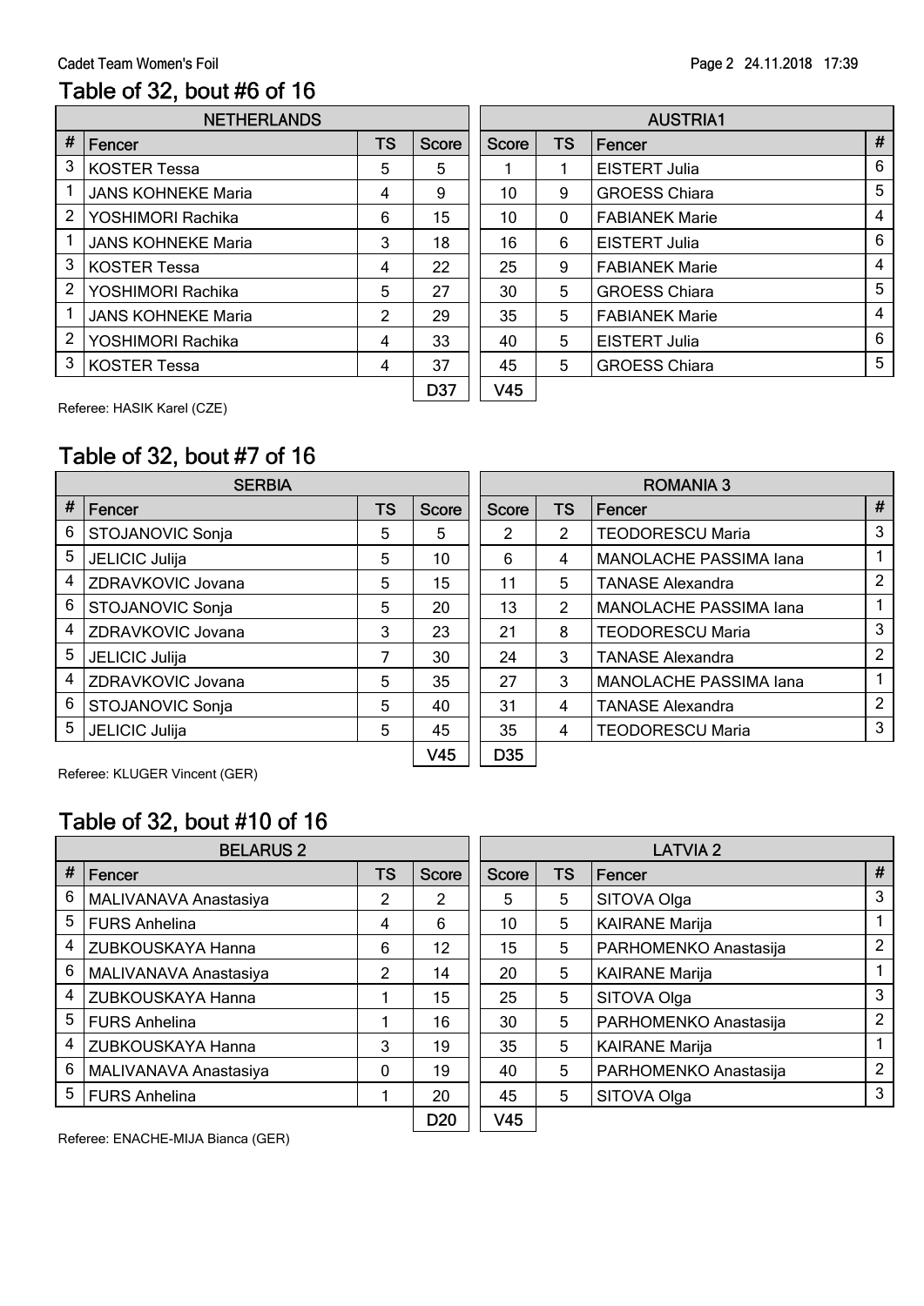Cadet Team Women's Foil

## Table of 32, bout #6 of 16

| NETHERLANDS | | | | | AUSTRIA1 | | | |
|---|---|---|---|---|---|---|---|---|
| # | Fencer | TS | Score | Score | TS | Fencer | # |
| 3 | KOSTER Tessa | 5 | 5 | 1 | 1 | EISTERT Julia | 6 |
| 1 | JANS KOHNEKE Maria | 4 | 9 | 10 | 9 | GROESS Chiara | 5 |
| 2 | YOSHIMORI Rachika | 6 | 15 | 10 | 0 | FABIANEK Marie | 4 |
| 1 | JANS KOHNEKE Maria | 3 | 18 | 16 | 6 | EISTERT Julia | 6 |
| 3 | KOSTER Tessa | 4 | 22 | 25 | 9 | FABIANEK Marie | 4 |
| 2 | YOSHIMORI Rachika | 5 | 27 | 30 | 5 | GROESS Chiara | 5 |
| 1 | JANS KOHNEKE Maria | 2 | 29 | 35 | 5 | FABIANEK Marie | 4 |
| 2 | YOSHIMORI Rachika | 4 | 33 | 40 | 5 | EISTERT Julia | 6 |
| 3 | KOSTER Tessa | 4 | 37 | 45 | 5 | GROESS Chiara | 5 |
| | | | D37 | V45 | | | |

Referee: HASIK Karel (CZE)

## Table of 32, bout #7 of 16

| SERBIA | | | | | ROMANIA 3 | | | |
|---|---|---|---|---|---|---|---|---|
| # | Fencer | TS | Score | Score | TS | Fencer | # |
| 6 | STOJANOVIC Sonja | 5 | 5 | 2 | 2 | TEODORESCU Maria | 3 |
| 5 | JELICIC Julija | 5 | 10 | 6 | 4 | MANOLACHE PASSIMA Iana | 1 |
| 4 | ZDRAVKOVIC Jovana | 5 | 15 | 11 | 5 | TANASE Alexandra | 2 |
| 6 | STOJANOVIC Sonja | 5 | 20 | 13 | 2 | MANOLACHE PASSIMA Iana | 1 |
| 4 | ZDRAVKOVIC Jovana | 3 | 23 | 21 | 8 | TEODORESCU Maria | 3 |
| 5 | JELICIC Julija | 7 | 30 | 24 | 3 | TANASE Alexandra | 2 |
| 4 | ZDRAVKOVIC Jovana | 5 | 35 | 27 | 3 | MANOLACHE PASSIMA Iana | 1 |
| 6 | STOJANOVIC Sonja | 5 | 40 | 31 | 4 | TANASE Alexandra | 2 |
| 5 | JELICIC Julija | 5 | 45 | 35 | 4 | TEODORESCU Maria | 3 |
| | | | V45 | D35 | | | |

Referee: KLUGER Vincent (GER)

## Table of 32, bout #10 of 16

| BELARUS 2 | | | | | LATVIA 2 | | | |
|---|---|---|---|---|---|---|---|---|
| # | Fencer | TS | Score | Score | TS | Fencer | # |
| 6 | MALIVANAVA Anastasiya | 2 | 2 | 5 | 5 | SITOVA Olga | 3 |
| 5 | FURS Anhelina | 4 | 6 | 10 | 5 | KAIRANE Marija | 1 |
| 4 | ZUBKOUSKAYA Hanna | 6 | 12 | 15 | 5 | PARHOMENKO Anastasija | 2 |
| 6 | MALIVANAVA Anastasiya | 2 | 14 | 20 | 5 | KAIRANE Marija | 1 |
| 4 | ZUBKOUSKAYA Hanna | 1 | 15 | 25 | 5 | SITOVA Olga | 3 |
| 5 | FURS Anhelina | 1 | 16 | 30 | 5 | PARHOMENKO Anastasija | 2 |
| 4 | ZUBKOUSKAYA Hanna | 3 | 19 | 35 | 5 | KAIRANE Marija | 1 |
| 6 | MALIVANAVA Anastasiya | 0 | 19 | 40 | 5 | PARHOMENKO Anastasija | 2 |
| 5 | FURS Anhelina | 1 | 20 | 45 | 5 | SITOVA Olga | 3 |
| | | | D20 | V45 | | | |

Referee: ENACHE-MIJA Bianca (GER)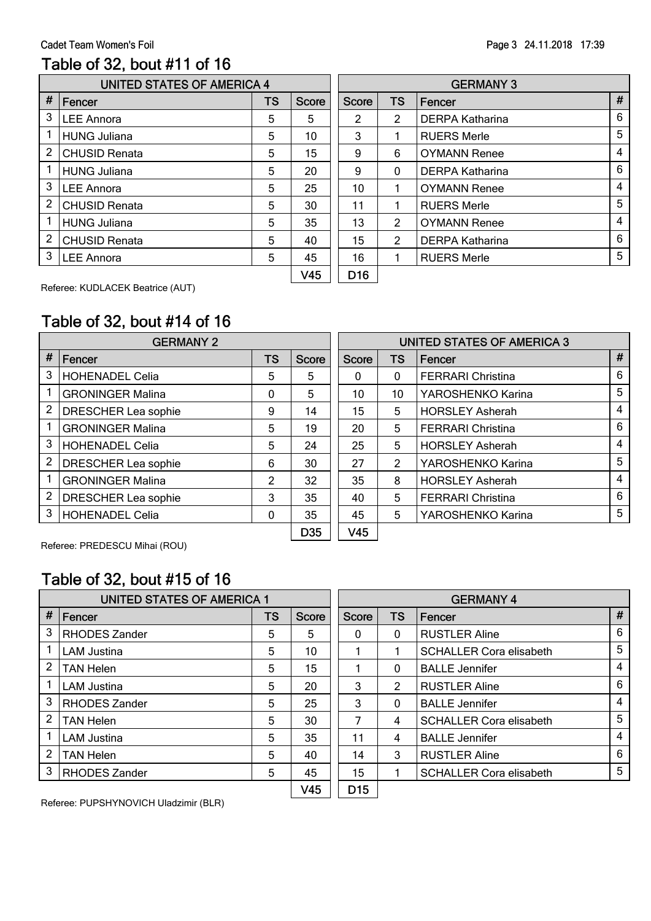## Table of 32, bout #11 of 16

| UNITED STATES OF AMERICA 4 | | | | | | GERMANY 3 | |
|---|---|---|---|---|---|---|---|
| # | Fencer | TS | Score | Score | TS | Fencer | # |
| 3 | LEE Annora | 5 | 5 | 2 | 2 | DERPA Katharina | 6 |
| 1 | HUNG Juliana | 5 | 10 | 3 | 1 | RUERS Merle | 5 |
| 2 | CHUSID Renata | 5 | 15 | 9 | 6 | OYMANN Renee | 4 |
| 1 | HUNG Juliana | 5 | 20 | 9 | 0 | DERPA Katharina | 6 |
| 3 | LEE Annora | 5 | 25 | 10 | 1 | OYMANN Renee | 4 |
| 2 | CHUSID Renata | 5 | 30 | 11 | 1 | RUERS Merle | 5 |
| 1 | HUNG Juliana | 5 | 35 | 13 | 2 | OYMANN Renee | 4 |
| 2 | CHUSID Renata | 5 | 40 | 15 | 2 | DERPA Katharina | 6 |
| 3 | LEE Annora | 5 | 45 | 16 | 1 | RUERS Merle | 5 |
| | | | V45 | D16 | | | |

Referee: KUDLACEK Beatrice (AUT)

## Table of 32, bout #14 of 16

| GERMANY 2 | | | | | | UNITED STATES OF AMERICA 3 | |
|---|---|---|---|---|---|---|---|
| # | Fencer | TS | Score | Score | TS | Fencer | # |
| 3 | HOHENADEL Celia | 5 | 5 | 0 | 0 | FERRARI Christina | 6 |
| 1 | GRONINGER Malina | 0 | 5 | 10 | 10 | YAROSHENKO Karina | 5 |
| 2 | DRESCHER Lea sophie | 9 | 14 | 15 | 5 | HORSLEY Asherah | 4 |
| 1 | GRONINGER Malina | 5 | 19 | 20 | 5 | FERRARI Christina | 6 |
| 3 | HOHENADEL Celia | 5 | 24 | 25 | 5 | HORSLEY Asherah | 4 |
| 2 | DRESCHER Lea sophie | 6 | 30 | 27 | 2 | YAROSHENKO Karina | 5 |
| 1 | GRONINGER Malina | 2 | 32 | 35 | 8 | HORSLEY Asherah | 4 |
| 2 | DRESCHER Lea sophie | 3 | 35 | 40 | 5 | FERRARI Christina | 6 |
| 3 | HOHENADEL Celia | 0 | 35 | 45 | 5 | YAROSHENKO Karina | 5 |
| | | | D35 | V45 | | | |

Referee: PREDESCU Mihai (ROU)

## Table of 32, bout #15 of 16

| UNITED STATES OF AMERICA 1 | | | | | | GERMANY 4 | |
|---|---|---|---|---|---|---|---|
| # | Fencer | TS | Score | Score | TS | Fencer | # |
| 3 | RHODES Zander | 5 | 5 | 0 | 0 | RUSTLER Aline | 6 |
| 1 | LAM Justina | 5 | 10 | 1 | 1 | SCHALLER Cora elisabeth | 5 |
| 2 | TAN Helen | 5 | 15 | 1 | 0 | BALLE Jennifer | 4 |
| 1 | LAM Justina | 5 | 20 | 3 | 2 | RUSTLER Aline | 6 |
| 3 | RHODES Zander | 5 | 25 | 3 | 0 | BALLE Jennifer | 4 |
| 2 | TAN Helen | 5 | 30 | 7 | 4 | SCHALLER Cora elisabeth | 5 |
| 1 | LAM Justina | 5 | 35 | 11 | 4 | BALLE Jennifer | 4 |
| 2 | TAN Helen | 5 | 40 | 14 | 3 | RUSTLER Aline | 6 |
| 3 | RHODES Zander | 5 | 45 | 15 | 1 | SCHALLER Cora elisabeth | 5 |
| | | | V45 | D15 | | | |

Referee: PUPSHYNOVICH Uladzimir (BLR)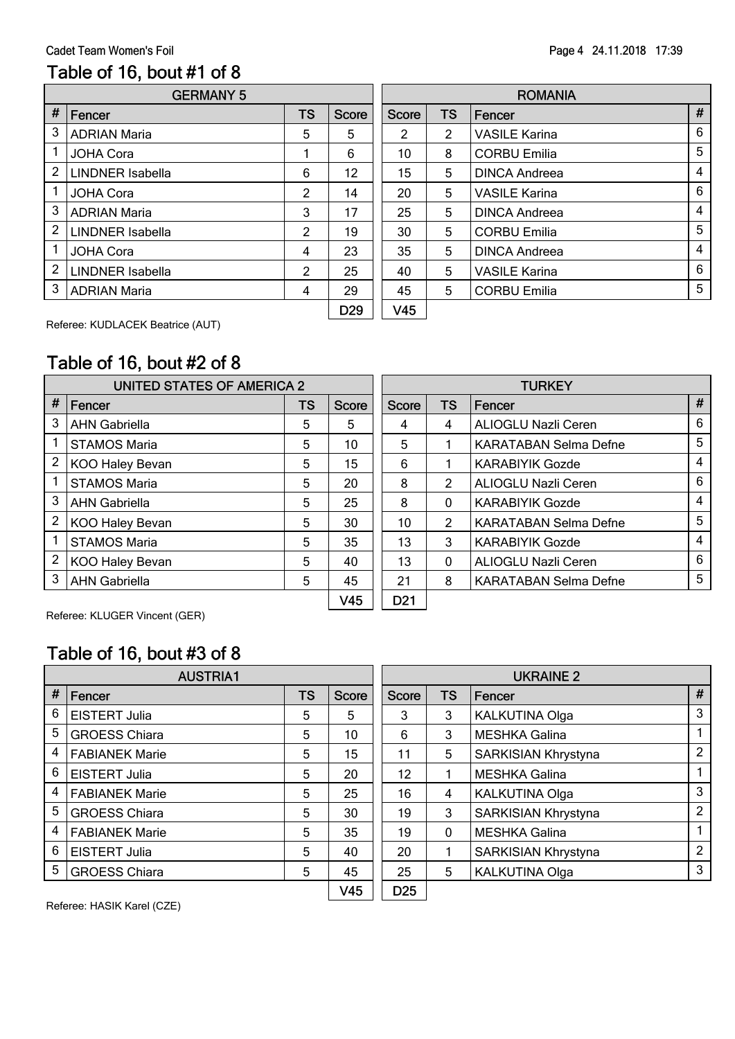Cadet Team Women's Foil

## Table of 16, bout #1 of 8

| GERMANY 5 | | | | | | ROMANIA | |
|---|---|---|---|---|---|---|---|
| # | Fencer | TS | Score | Score | TS | Fencer | # |
| 3 | ADRIAN Maria | 5 | 5 | 2 | 2 | VASILE Karina | 6 |
| 1 | JOHA Cora | 1 | 6 | 10 | 8 | CORBU Emilia | 5 |
| 2 | LINDNER Isabella | 6 | 12 | 15 | 5 | DINCA Andreea | 4 |
| 1 | JOHA Cora | 2 | 14 | 20 | 5 | VASILE Karina | 6 |
| 3 | ADRIAN Maria | 3 | 17 | 25 | 5 | DINCA Andreea | 4 |
| 2 | LINDNER Isabella | 2 | 19 | 30 | 5 | CORBU Emilia | 5 |
| 1 | JOHA Cora | 4 | 23 | 35 | 5 | DINCA Andreea | 4 |
| 2 | LINDNER Isabella | 2 | 25 | 40 | 5 | VASILE Karina | 6 |
| 3 | ADRIAN Maria | 4 | 29 | 45 | 5 | CORBU Emilia | 5 |
| | | | D29 | V45 | | | |

Referee: KUDLACEK Beatrice (AUT)

## Table of 16, bout #2 of 8

| UNITED STATES OF AMERICA 2 | | | | | | TURKEY | |
|---|---|---|---|---|---|---|---|
| # | Fencer | TS | Score | Score | TS | Fencer | # |
| 3 | AHN Gabriella | 5 | 5 | 4 | 4 | ALIOGLU Nazli Ceren | 6 |
| 1 | STAMOS Maria | 5 | 10 | 5 | 1 | KARATABAN Selma Defne | 5 |
| 2 | KOO Haley Bevan | 5 | 15 | 6 | 1 | KARABIYIK Gozde | 4 |
| 1 | STAMOS Maria | 5 | 20 | 8 | 2 | ALIOGLU Nazli Ceren | 6 |
| 3 | AHN Gabriella | 5 | 25 | 8 | 0 | KARABIYIK Gozde | 4 |
| 2 | KOO Haley Bevan | 5 | 30 | 10 | 2 | KARATABAN Selma Defne | 5 |
| 1 | STAMOS Maria | 5 | 35 | 13 | 3 | KARABIYIK Gozde | 4 |
| 2 | KOO Haley Bevan | 5 | 40 | 13 | 0 | ALIOGLU Nazli Ceren | 6 |
| 3 | AHN Gabriella | 5 | 45 | 21 | 8 | KARATABAN Selma Defne | 5 |
| | | | V45 | D21 | | | |

Referee: KLUGER Vincent (GER)

## Table of 16, bout #3 of 8

| AUSTRIA1 | | | | | | UKRAINE 2 | |
|---|---|---|---|---|---|---|---|
| # | Fencer | TS | Score | Score | TS | Fencer | # |
| 6 | EISTERT Julia | 5 | 5 | 3 | 3 | KALKUTINA Olga | 3 |
| 5 | GROESS Chiara | 5 | 10 | 6 | 3 | MESHKA Galina | 1 |
| 4 | FABIANEK Marie | 5 | 15 | 11 | 5 | SARKISIAN Khrystyna | 2 |
| 6 | EISTERT Julia | 5 | 20 | 12 | 1 | MESHKA Galina | 1 |
| 4 | FABIANEK Marie | 5 | 25 | 16 | 4 | KALKUTINA Olga | 3 |
| 5 | GROESS Chiara | 5 | 30 | 19 | 3 | SARKISIAN Khrystyna | 2 |
| 4 | FABIANEK Marie | 5 | 35 | 19 | 0 | MESHKA Galina | 1 |
| 6 | EISTERT Julia | 5 | 40 | 20 | 1 | SARKISIAN Khrystyna | 2 |
| 5 | GROESS Chiara | 5 | 45 | 25 | 5 | KALKUTINA Olga | 3 |
| | | | V45 | D25 | | | |

Referee: HASIK Karel (CZE)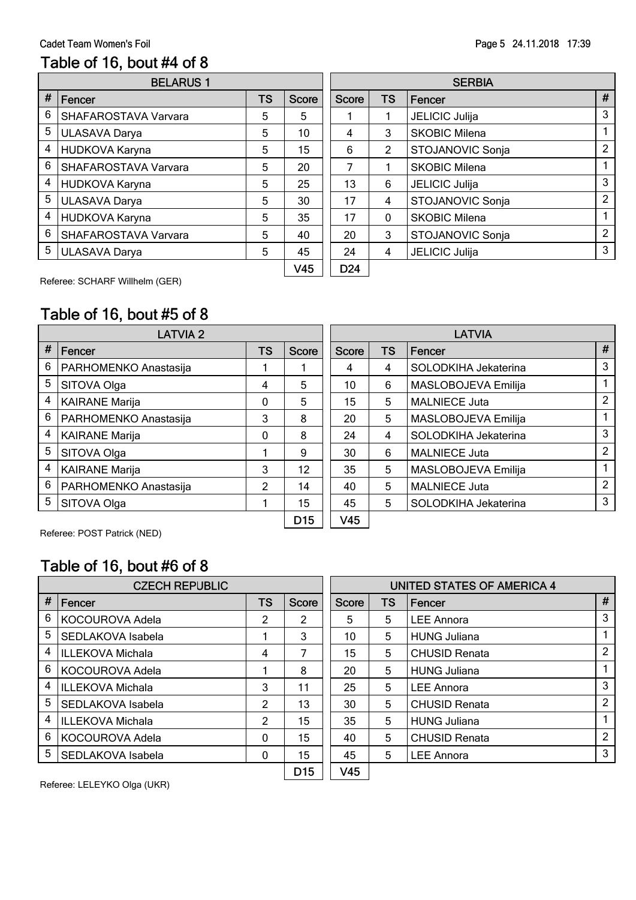## Table of 16, bout #4 of 8

| BELARUS 1 | | | | | | SERBIA | |
|---|---|---|---|---|---|---|---|
| # | Fencer | TS | Score | Score | TS | Fencer | # |
| 6 | SHAFAROSTAVA Varvara | 5 | 5 | 1 | 1 | JELICIC Julija | 3 |
| 5 | ULASAVA Darya | 5 | 10 | 4 | 3 | SKOBIC Milena | 1 |
| 4 | HUDKOVA Karyna | 5 | 15 | 6 | 2 | STOJANOVIC Sonja | 2 |
| 6 | SHAFAROSTAVA Varvara | 5 | 20 | 7 | 1 | SKOBIC Milena | 1 |
| 4 | HUDKOVA Karyna | 5 | 25 | 13 | 6 | JELICIC Julija | 3 |
| 5 | ULASAVA Darya | 5 | 30 | 17 | 4 | STOJANOVIC Sonja | 2 |
| 4 | HUDKOVA Karyna | 5 | 35 | 17 | 0 | SKOBIC Milena | 1 |
| 6 | SHAFAROSTAVA Varvara | 5 | 40 | 20 | 3 | STOJANOVIC Sonja | 2 |
| 5 | ULASAVA Darya | 5 | 45 | 24 | 4 | JELICIC Julija | 3 |
| | | | V45 | D24 | | | |

Referee: SCHARF Willhelm (GER)

## Table of 16, bout #5 of 8

| LATVIA 2 | | | | | | LATVIA | |
|---|---|---|---|---|---|---|---|
| # | Fencer | TS | Score | Score | TS | Fencer | # |
| 6 | PARHOMENKO Anastasija | 1 | 1 | 4 | 4 | SOLODKIHA Jekaterina | 3 |
| 5 | SITOVA Olga | 4 | 5 | 10 | 6 | MASLOBOJEVA Emilija | 1 |
| 4 | KAIRANE Marija | 0 | 5 | 15 | 5 | MALNIECE Juta | 2 |
| 6 | PARHOMENKO Anastasija | 3 | 8 | 20 | 5 | MASLOBOJEVA Emilija | 1 |
| 4 | KAIRANE Marija | 0 | 8 | 24 | 4 | SOLODKIHA Jekaterina | 3 |
| 5 | SITOVA Olga | 1 | 9 | 30 | 6 | MALNIECE Juta | 2 |
| 4 | KAIRANE Marija | 3 | 12 | 35 | 5 | MASLOBOJEVA Emilija | 1 |
| 6 | PARHOMENKO Anastasija | 2 | 14 | 40 | 5 | MALNIECE Juta | 2 |
| 5 | SITOVA Olga | 1 | 15 | 45 | 5 | SOLODKIHA Jekaterina | 3 |
| | | | D15 | V45 | | | |

Referee: POST Patrick (NED)

## Table of 16, bout #6 of 8

| CZECH REPUBLIC | | | | | | UNITED STATES OF AMERICA 4 | |
|---|---|---|---|---|---|---|---|
| # | Fencer | TS | Score | Score | TS | Fencer | # |
| 6 | KOCOUROVA Adela | 2 | 2 | 5 | 5 | LEE Annora | 3 |
| 5 | SEDLAKOVA Isabela | 1 | 3 | 10 | 5 | HUNG Juliana | 1 |
| 4 | ILLEKOVA Michala | 4 | 7 | 15 | 5 | CHUSID Renata | 2 |
| 6 | KOCOUROVA Adela | 1 | 8 | 20 | 5 | HUNG Juliana | 1 |
| 4 | ILLEKOVA Michala | 3 | 11 | 25 | 5 | LEE Annora | 3 |
| 5 | SEDLAKOVA Isabela | 2 | 13 | 30 | 5 | CHUSID Renata | 2 |
| 4 | ILLEKOVA Michala | 2 | 15 | 35 | 5 | HUNG Juliana | 1 |
| 6 | KOCOUROVA Adela | 0 | 15 | 40 | 5 | CHUSID Renata | 2 |
| 5 | SEDLAKOVA Isabela | 0 | 15 | 45 | 5 | LEE Annora | 3 |
| | | | D15 | V45 | | | |

Referee: LELEYKO Olga (UKR)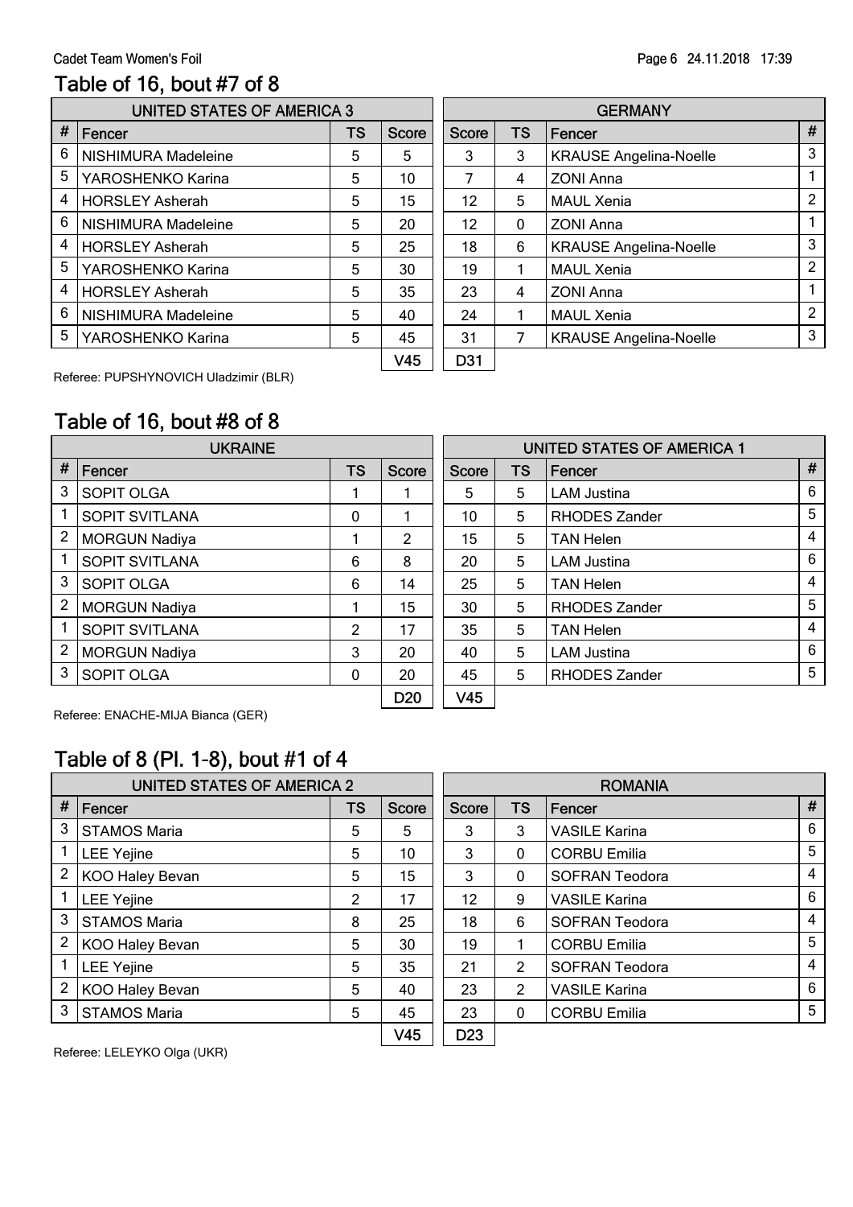## Table of 16, bout #7 of 8

| # | UNITED STATES OF AMERICA 3 Fencer | TS | Score | Score | TS | GERMANY Fencer | # |
|---|---|---|---|---|---|---|---|
| 6 | NISHIMURA Madeleine | 5 | 5 | 3 | 3 | KRAUSE Angelina-Noelle | 3 |
| 5 | YAROSHENKO Karina | 5 | 10 | 7 | 4 | ZONI Anna | 1 |
| 4 | HORSLEY Asherah | 5 | 15 | 12 | 5 | MAUL Xenia | 2 |
| 6 | NISHIMURA Madeleine | 5 | 20 | 12 | 0 | ZONI Anna | 1 |
| 4 | HORSLEY Asherah | 5 | 25 | 18 | 6 | KRAUSE Angelina-Noelle | 3 |
| 5 | YAROSHENKO Karina | 5 | 30 | 19 | 1 | MAUL Xenia | 2 |
| 4 | HORSLEY Asherah | 5 | 35 | 23 | 4 | ZONI Anna | 1 |
| 6 | NISHIMURA Madeleine | 5 | 40 | 24 | 1 | MAUL Xenia | 2 |
| 5 | YAROSHENKO Karina | 5 | 45 | 31 | 7 | KRAUSE Angelina-Noelle | 3 |
| | | | V45 | D31 | | | |

Referee: PUPSHYNOVICH Uladzimir (BLR)

## Table of 16, bout #8 of 8

| # | UKRAINE Fencer | TS | Score | Score | TS | UNITED STATES OF AMERICA 1 Fencer | # |
|---|---|---|---|---|---|---|---|
| 3 | SOPIT OLGA | 1 | 1 | 5 | 5 | LAM Justina | 6 |
| 1 | SOPIT SVITLANA | 0 | 1 | 10 | 5 | RHODES Zander | 5 |
| 2 | MORGUN Nadiya | 1 | 2 | 15 | 5 | TAN Helen | 4 |
| 1 | SOPIT SVITLANA | 6 | 8 | 20 | 5 | LAM Justina | 6 |
| 3 | SOPIT OLGA | 6 | 14 | 25 | 5 | TAN Helen | 4 |
| 2 | MORGUN Nadiya | 1 | 15 | 30 | 5 | RHODES Zander | 5 |
| 1 | SOPIT SVITLANA | 2 | 17 | 35 | 5 | TAN Helen | 4 |
| 2 | MORGUN Nadiya | 3 | 20 | 40 | 5 | LAM Justina | 6 |
| 3 | SOPIT OLGA | 0 | 20 | 45 | 5 | RHODES Zander | 5 |
| | | | D20 | V45 | | | |

Referee: ENACHE-MIJA Bianca (GER)

## Table of 8 (Pl. 1-8), bout #1 of 4

| # | UNITED STATES OF AMERICA 2 Fencer | TS | Score | Score | TS | ROMANIA Fencer | # |
|---|---|---|---|---|---|---|---|
| 3 | STAMOS Maria | 5 | 5 | 3 | 3 | VASILE Karina | 6 |
| 1 | LEE Yejine | 5 | 10 | 3 | 0 | CORBU Emilia | 5 |
| 2 | KOO Haley Bevan | 5 | 15 | 3 | 0 | SOFRAN Teodora | 4 |
| 1 | LEE Yejine | 2 | 17 | 12 | 9 | VASILE Karina | 6 |
| 3 | STAMOS Maria | 8 | 25 | 18 | 6 | SOFRAN Teodora | 4 |
| 2 | KOO Haley Bevan | 5 | 30 | 19 | 1 | CORBU Emilia | 5 |
| 1 | LEE Yejine | 5 | 35 | 21 | 2 | SOFRAN Teodora | 4 |
| 2 | KOO Haley Bevan | 5 | 40 | 23 | 2 | VASILE Karina | 6 |
| 3 | STAMOS Maria | 5 | 45 | 23 | 0 | CORBU Emilia | 5 |
| | | | V45 | D23 | | | |

Referee: LELEYKO Olga (UKR)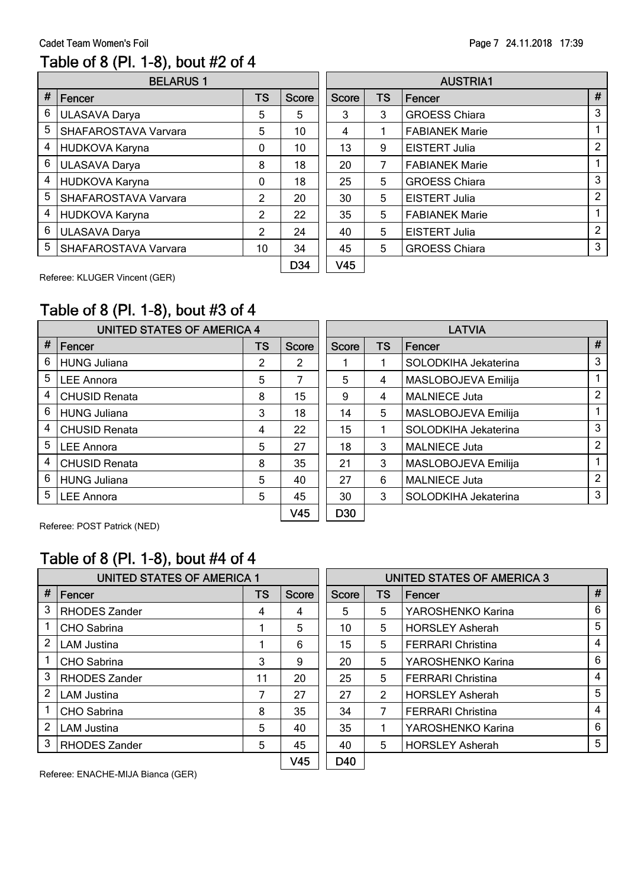## Table of 8 (Pl. 1-8), bout #2 of 4

| BELARUS 1 | | | | | | AUSTRIA1 | |
|---|---|---|---|---|---|---|---|
| # | Fencer | TS | Score | Score | TS | Fencer | # |
| 6 | ULASAVA Darya | 5 | 5 | 3 | 3 | GROESS Chiara | 3 |
| 5 | SHAFAROSTAVA Varvara | 5 | 10 | 4 | 1 | FABIANEK Marie | 1 |
| 4 | HUDKOVA Karyna | 0 | 10 | 13 | 9 | EISTERT Julia | 2 |
| 6 | ULASAVA Darya | 8 | 18 | 20 | 7 | FABIANEK Marie | 1 |
| 4 | HUDKOVA Karyna | 0 | 18 | 25 | 5 | GROESS Chiara | 3 |
| 5 | SHAFAROSTAVA Varvara | 2 | 20 | 30 | 5 | EISTERT Julia | 2 |
| 4 | HUDKOVA Karyna | 2 | 22 | 35 | 5 | FABIANEK Marie | 1 |
| 6 | ULASAVA Darya | 2 | 24 | 40 | 5 | EISTERT Julia | 2 |
| 5 | SHAFAROSTAVA Varvara | 10 | 34 | 45 | 5 | GROESS Chiara | 3 |
| | | | D34 | V45 | | | |

Referee: KLUGER Vincent (GER)

## Table of 8 (Pl. 1-8), bout #3 of 4

| UNITED STATES OF AMERICA 4 | | | | | | LATVIA | |
|---|---|---|---|---|---|---|---|
| # | Fencer | TS | Score | Score | TS | Fencer | # |
| 6 | HUNG Juliana | 2 | 2 | 1 | 1 | SOLODKIHA Jekaterina | 3 |
| 5 | LEE Annora | 5 | 7 | 5 | 4 | MASLOBOJEVA Emilija | 1 |
| 4 | CHUSID Renata | 8 | 15 | 9 | 4 | MALNIECE Juta | 2 |
| 6 | HUNG Juliana | 3 | 18 | 14 | 5 | MASLOBOJEVA Emilija | 1 |
| 4 | CHUSID Renata | 4 | 22 | 15 | 1 | SOLODKIHA Jekaterina | 3 |
| 5 | LEE Annora | 5 | 27 | 18 | 3 | MALNIECE Juta | 2 |
| 4 | CHUSID Renata | 8 | 35 | 21 | 3 | MASLOBOJEVA Emilija | 1 |
| 6 | HUNG Juliana | 5 | 40 | 27 | 6 | MALNIECE Juta | 2 |
| 5 | LEE Annora | 5 | 45 | 30 | 3 | SOLODKIHA Jekaterina | 3 |
| | | | V45 | D30 | | | |

Referee: POST Patrick (NED)

## Table of 8 (Pl. 1-8), bout #4 of 4

| UNITED STATES OF AMERICA 1 | | | | | | UNITED STATES OF AMERICA 3 | |
|---|---|---|---|---|---|---|---|
| # | Fencer | TS | Score | Score | TS | Fencer | # |
| 3 | RHODES Zander | 4 | 4 | 5 | 5 | YAROSHENKO Karina | 6 |
| 1 | CHO Sabrina | 1 | 5 | 10 | 5 | HORSLEY Asherah | 5 |
| 2 | LAM Justina | 1 | 6 | 15 | 5 | FERRARI Christina | 4 |
| 1 | CHO Sabrina | 3 | 9 | 20 | 5 | YAROSHENKO Karina | 6 |
| 3 | RHODES Zander | 11 | 20 | 25 | 5 | FERRARI Christina | 4 |
| 2 | LAM Justina | 7 | 27 | 27 | 2 | HORSLEY Asherah | 5 |
| 1 | CHO Sabrina | 8 | 35 | 34 | 7 | FERRARI Christina | 4 |
| 2 | LAM Justina | 5 | 40 | 35 | 1 | YAROSHENKO Karina | 6 |
| 3 | RHODES Zander | 5 | 45 | 40 | 5 | HORSLEY Asherah | 5 |
| | | | V45 | D40 | | | |

Referee: ENACHE-MIJA Bianca (GER)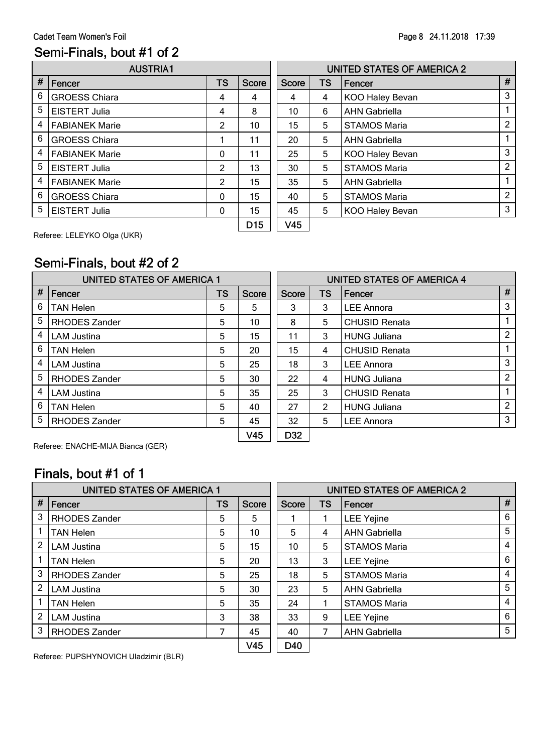## Semi-Finals, bout #1 of 2

| AUSTRIA1 | | | | | UNITED STATES OF AMERICA 2 | | | |
|---|---|---|---|---|---|---|---|---|
| # | Fencer | TS | Score | Score | TS | Fencer | # |
| 6 | GROESS Chiara | 4 | 4 | 4 | 4 | KOO Haley Bevan | 3 |
| 5 | EISTERT Julia | 4 | 8 | 10 | 6 | AHN Gabriella | 1 |
| 4 | FABIANEK Marie | 2 | 10 | 15 | 5 | STAMOS Maria | 2 |
| 6 | GROESS Chiara | 1 | 11 | 20 | 5 | AHN Gabriella | 1 |
| 4 | FABIANEK Marie | 0 | 11 | 25 | 5 | KOO Haley Bevan | 3 |
| 5 | EISTERT Julia | 2 | 13 | 30 | 5 | STAMOS Maria | 2 |
| 4 | FABIANEK Marie | 2 | 15 | 35 | 5 | AHN Gabriella | 1 |
| 6 | GROESS Chiara | 0 | 15 | 40 | 5 | STAMOS Maria | 2 |
| 5 | EISTERT Julia | 0 | 15 | 45 | 5 | KOO Haley Bevan | 3 |
| | | | D15 | V45 | | | |

Referee: LELEYKO Olga (UKR)

## Semi-Finals, bout #2 of 2

| UNITED STATES OF AMERICA 1 | | | | | UNITED STATES OF AMERICA 4 | | | |
|---|---|---|---|---|---|---|---|---|
| # | Fencer | TS | Score | Score | TS | Fencer | # |
| 6 | TAN Helen | 5 | 5 | 3 | 3 | LEE Annora | 3 |
| 5 | RHODES Zander | 5 | 10 | 8 | 5 | CHUSID Renata | 1 |
| 4 | LAM Justina | 5 | 15 | 11 | 3 | HUNG Juliana | 2 |
| 6 | TAN Helen | 5 | 20 | 15 | 4 | CHUSID Renata | 1 |
| 4 | LAM Justina | 5 | 25 | 18 | 3 | LEE Annora | 3 |
| 5 | RHODES Zander | 5 | 30 | 22 | 4 | HUNG Juliana | 2 |
| 4 | LAM Justina | 5 | 35 | 25 | 3 | CHUSID Renata | 1 |
| 6 | TAN Helen | 5 | 40 | 27 | 2 | HUNG Juliana | 2 |
| 5 | RHODES Zander | 5 | 45 | 32 | 5 | LEE Annora | 3 |
| | | | V45 | D32 | | | |

Referee: ENACHE-MIJA Bianca (GER)

## Finals, bout #1 of 1

| UNITED STATES OF AMERICA 1 | | | | | UNITED STATES OF AMERICA 2 | | | |
|---|---|---|---|---|---|---|---|---|
| # | Fencer | TS | Score | Score | TS | Fencer | # |
| 3 | RHODES Zander | 5 | 5 | 1 | 1 | LEE Yejine | 6 |
| 1 | TAN Helen | 5 | 10 | 5 | 4 | AHN Gabriella | 5 |
| 2 | LAM Justina | 5 | 15 | 10 | 5 | STAMOS Maria | 4 |
| 1 | TAN Helen | 5 | 20 | 13 | 3 | LEE Yejine | 6 |
| 3 | RHODES Zander | 5 | 25 | 18 | 5 | STAMOS Maria | 4 |
| 2 | LAM Justina | 5 | 30 | 23 | 5 | AHN Gabriella | 5 |
| 1 | TAN Helen | 5 | 35 | 24 | 1 | STAMOS Maria | 4 |
| 2 | LAM Justina | 3 | 38 | 33 | 9 | LEE Yejine | 6 |
| 3 | RHODES Zander | 7 | 45 | 40 | 7 | AHN Gabriella | 5 |
| | | | V45 | D40 | | | |

Referee: PUPSHYNOVICH Uladzimir (BLR)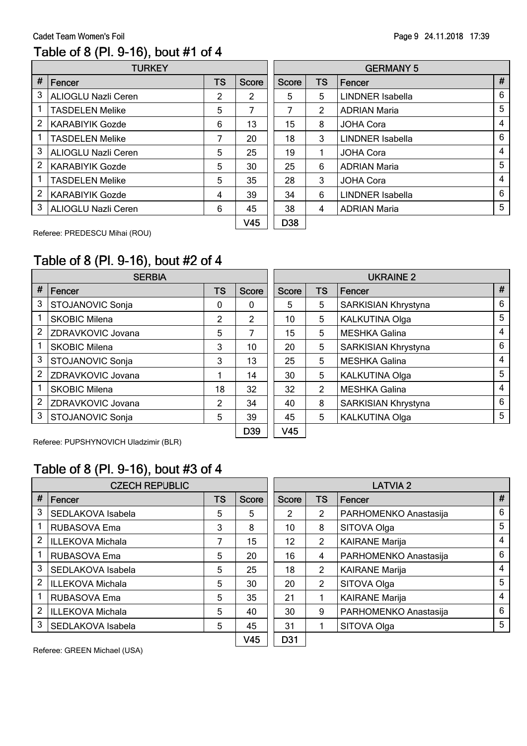## Table of 8 (Pl. 9-16), bout #1 of 4

| TURKEY | | | | | GERMANY 5 | | | |
|---|---|---|---|---|---|---|---|---|
| # | Fencer | TS | Score | Score | TS | Fencer | # |
| 3 | ALIOGLU Nazli Ceren | 2 | 2 | 5 | 5 | LINDNER Isabella | 6 |
| 1 | TASDELEN Melike | 5 | 7 | 7 | 2 | ADRIAN Maria | 5 |
| 2 | KARABIYIK Gozde | 6 | 13 | 15 | 8 | JOHA Cora | 4 |
| 1 | TASDELEN Melike | 7 | 20 | 18 | 3 | LINDNER Isabella | 6 |
| 3 | ALIOGLU Nazli Ceren | 5 | 25 | 19 | 1 | JOHA Cora | 4 |
| 2 | KARABIYIK Gozde | 5 | 30 | 25 | 6 | ADRIAN Maria | 5 |
| 1 | TASDELEN Melike | 5 | 35 | 28 | 3 | JOHA Cora | 4 |
| 2 | KARABIYIK Gozde | 4 | 39 | 34 | 6 | LINDNER Isabella | 6 |
| 3 | ALIOGLU Nazli Ceren | 6 | 45 | 38 | 4 | ADRIAN Maria | 5 |
| | | | V45 | D38 | | | |

Referee: PREDESCU Mihai (ROU)

## Table of 8 (Pl. 9-16), bout #2 of 4

| SERBIA | | | | | UKRAINE 2 | | | |
|---|---|---|---|---|---|---|---|---|
| # | Fencer | TS | Score | Score | TS | Fencer | # |
| 3 | STOJANOVIC Sonja | 0 | 0 | 5 | 5 | SARKISIAN Khrystyna | 6 |
| 1 | SKOBIC Milena | 2 | 2 | 10 | 5 | KALKUTINA Olga | 5 |
| 2 | ZDRAVKOVIC Jovana | 5 | 7 | 15 | 5 | MESHKA Galina | 4 |
| 1 | SKOBIC Milena | 3 | 10 | 20 | 5 | SARKISIAN Khrystyna | 6 |
| 3 | STOJANOVIC Sonja | 3 | 13 | 25 | 5 | MESHKA Galina | 4 |
| 2 | ZDRAVKOVIC Jovana | 1 | 14 | 30 | 5 | KALKUTINA Olga | 5 |
| 1 | SKOBIC Milena | 18 | 32 | 32 | 2 | MESHKA Galina | 4 |
| 2 | ZDRAVKOVIC Jovana | 2 | 34 | 40 | 8 | SARKISIAN Khrystyna | 6 |
| 3 | STOJANOVIC Sonja | 5 | 39 | 45 | 5 | KALKUTINA Olga | 5 |
| | | | D39 | V45 | | | |

Referee: PUPSHYNOVICH Uladzimir (BLR)

## Table of 8 (Pl. 9-16), bout #3 of 4

| CZECH REPUBLIC | | | | | LATVIA 2 | | | |
|---|---|---|---|---|---|---|---|---|
| # | Fencer | TS | Score | Score | TS | Fencer | # |
| 3 | SEDLAKOVA Isabela | 5 | 5 | 2 | 2 | PARHOMENKO Anastasija | 6 |
| 1 | RUBASOVA Ema | 3 | 8 | 10 | 8 | SITOVA Olga | 5 |
| 2 | ILLEKOVA Michala | 7 | 15 | 12 | 2 | KAIRANE Marija | 4 |
| 1 | RUBASOVA Ema | 5 | 20 | 16 | 4 | PARHOMENKO Anastasija | 6 |
| 3 | SEDLAKOVA Isabela | 5 | 25 | 18 | 2 | KAIRANE Marija | 4 |
| 2 | ILLEKOVA Michala | 5 | 30 | 20 | 2 | SITOVA Olga | 5 |
| 1 | RUBASOVA Ema | 5 | 35 | 21 | 1 | KAIRANE Marija | 4 |
| 2 | ILLEKOVA Michala | 5 | 40 | 30 | 9 | PARHOMENKO Anastasija | 6 |
| 3 | SEDLAKOVA Isabela | 5 | 45 | 31 | 1 | SITOVA Olga | 5 |
| | | | V45 | D31 | | | |

Referee: GREEN Michael (USA)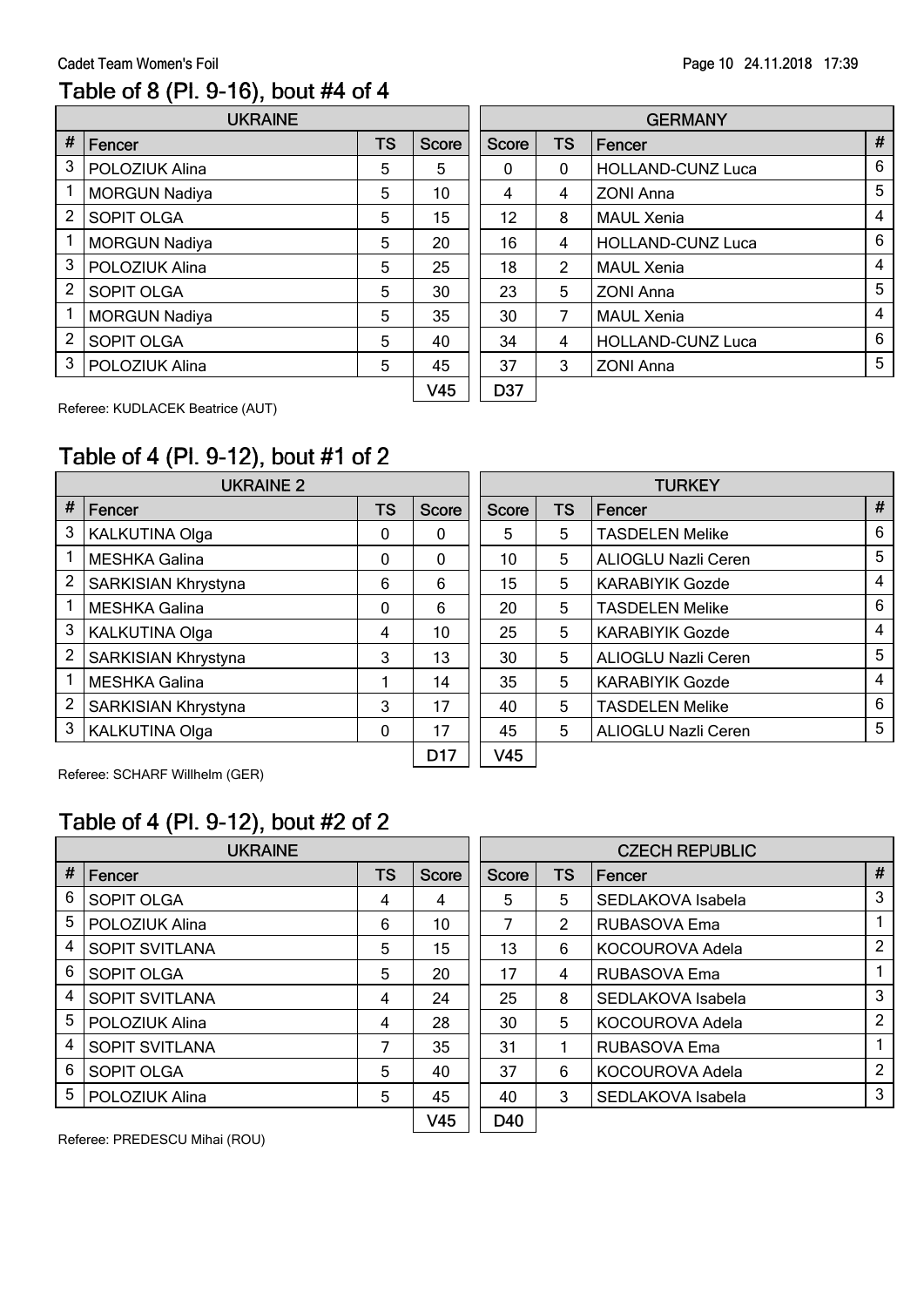Cadet Team Women's Foil

## Table of 8 (Pl. 9-16), bout #4 of 4

| UKRAINE | | | | | GERMANY | | | |
|---|---|---|---|---|---|---|---|---|
| # | Fencer | TS | Score | Score | TS | Fencer | # |
| 3 | POLOZIUK Alina | 5 | 5 | 0 | 0 | HOLLAND-CUNZ Luca | 6 |
| 1 | MORGUN Nadiya | 5 | 10 | 4 | 4 | ZONI Anna | 5 |
| 2 | SOPIT OLGA | 5 | 15 | 12 | 8 | MAUL Xenia | 4 |
| 1 | MORGUN Nadiya | 5 | 20 | 16 | 4 | HOLLAND-CUNZ Luca | 6 |
| 3 | POLOZIUK Alina | 5 | 25 | 18 | 2 | MAUL Xenia | 4 |
| 2 | SOPIT OLGA | 5 | 30 | 23 | 5 | ZONI Anna | 5 |
| 1 | MORGUN Nadiya | 5 | 35 | 30 | 7 | MAUL Xenia | 4 |
| 2 | SOPIT OLGA | 5 | 40 | 34 | 4 | HOLLAND-CUNZ Luca | 6 |
| 3 | POLOZIUK Alina | 5 | 45 | 37 | 3 | ZONI Anna | 5 |
| | | | V45 | D37 | | | |

Referee: KUDLACEK Beatrice (AUT)

## Table of 4 (Pl. 9-12), bout #1 of 2

| UKRAINE 2 | | | | | TURKEY | | |
|---|---|---|---|---|---|---|---|
| # | Fencer | TS | Score | Score | TS | Fencer | # |
| 3 | KALKUTINA Olga | 0 | 0 | 5 | 5 | TASDELEN Melike | 6 |
| 1 | MESHKA Galina | 0 | 0 | 10 | 5 | ALIOGLU Nazli Ceren | 5 |
| 2 | SARKISIAN Khrystyna | 6 | 6 | 15 | 5 | KARABIYIK Gozde | 4 |
| 1 | MESHKA Galina | 0 | 6 | 20 | 5 | TASDELEN Melike | 6 |
| 3 | KALKUTINA Olga | 4 | 10 | 25 | 5 | KARABIYIK Gozde | 4 |
| 2 | SARKISIAN Khrystyna | 3 | 13 | 30 | 5 | ALIOGLU Nazli Ceren | 5 |
| 1 | MESHKA Galina | 1 | 14 | 35 | 5 | KARABIYIK Gozde | 4 |
| 2 | SARKISIAN Khrystyna | 3 | 17 | 40 | 5 | TASDELEN Melike | 6 |
| 3 | KALKUTINA Olga | 0 | 17 | 45 | 5 | ALIOGLU Nazli Ceren | 5 |
| | | | D17 | V45 | | | |

Referee: SCHARF Willhelm (GER)

## Table of 4 (Pl. 9-12), bout #2 of 2

| UKRAINE | | | | | CZECH REPUBLIC | | |
|---|---|---|---|---|---|---|---|
| # | Fencer | TS | Score | Score | TS | Fencer | # |
| 6 | SOPIT OLGA | 4 | 4 | 5 | 5 | SEDLAKOVA Isabela | 3 |
| 5 | POLOZIUK Alina | 6 | 10 | 7 | 2 | RUBASOVA Ema | 1 |
| 4 | SOPIT SVITLANA | 5 | 15 | 13 | 6 | KOCOUROVA Adela | 2 |
| 6 | SOPIT OLGA | 5 | 20 | 17 | 4 | RUBASOVA Ema | 1 |
| 4 | SOPIT SVITLANA | 4 | 24 | 25 | 8 | SEDLAKOVA Isabela | 3 |
| 5 | POLOZIUK Alina | 4 | 28 | 30 | 5 | KOCOUROVA Adela | 2 |
| 4 | SOPIT SVITLANA | 7 | 35 | 31 | 1 | RUBASOVA Ema | 1 |
| 6 | SOPIT OLGA | 5 | 40 | 37 | 6 | KOCOUROVA Adela | 2 |
| 5 | POLOZIUK Alina | 5 | 45 | 40 | 3 | SEDLAKOVA Isabela | 3 |
| | | | V45 | D40 | | | |

Referee: PREDESCU Mihai (ROU)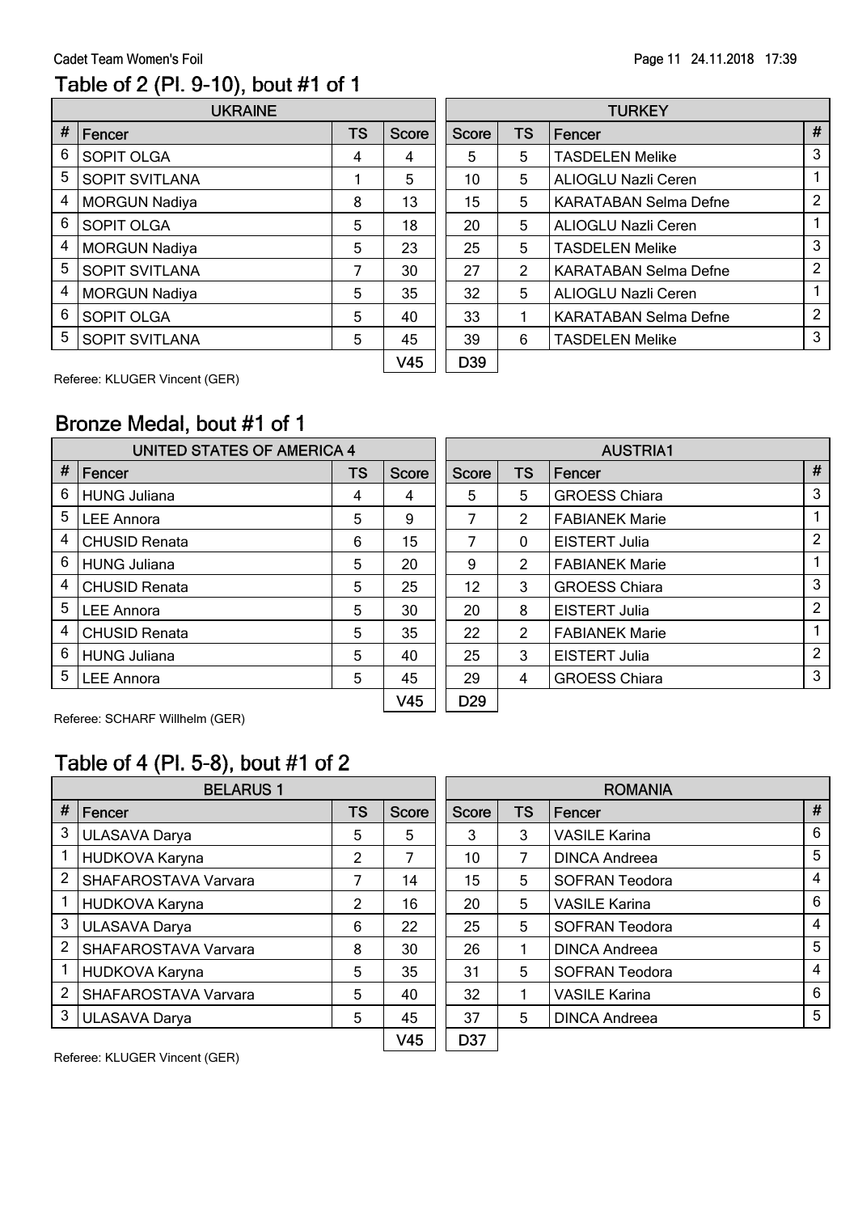## Table of 2 (Pl. 9-10), bout #1 of 1

| # | UKRAINE Fencer | TS | Score | Score | TS | TURKEY Fencer | # |
|---|---|---|---|---|---|---|---|
| 6 | SOPIT OLGA | 4 | 4 | 5 | 5 | TASDELEN Melike | 3 |
| 5 | SOPIT SVITLANA | 1 | 5 | 10 | 5 | ALIOGLU Nazli Ceren | 1 |
| 4 | MORGUN Nadiya | 8 | 13 | 15 | 5 | KARATABAN Selma Defne | 2 |
| 6 | SOPIT OLGA | 5 | 18 | 20 | 5 | ALIOGLU Nazli Ceren | 1 |
| 4 | MORGUN Nadiya | 5 | 23 | 25 | 5 | TASDELEN Melike | 3 |
| 5 | SOPIT SVITLANA | 7 | 30 | 27 | 2 | KARATABAN Selma Defne | 2 |
| 4 | MORGUN Nadiya | 5 | 35 | 32 | 5 | ALIOGLU Nazli Ceren | 1 |
| 6 | SOPIT OLGA | 5 | 40 | 33 | 1 | KARATABAN Selma Defne | 2 |
| 5 | SOPIT SVITLANA | 5 | 45 | 39 | 6 | TASDELEN Melike | 3 |
| | | | V45 | D39 | | | |

Referee: KLUGER Vincent (GER)

## Bronze Medal, bout #1 of 1

| # | UNITED STATES OF AMERICA 4 Fencer | TS | Score | Score | TS | AUSTRIA1 Fencer | # |
|---|---|---|---|---|---|---|---|
| 6 | HUNG Juliana | 4 | 4 | 5 | 5 | GROESS Chiara | 3 |
| 5 | LEE Annora | 5 | 9 | 7 | 2 | FABIANEK Marie | 1 |
| 4 | CHUSID Renata | 6 | 15 | 7 | 0 | EISTERT Julia | 2 |
| 6 | HUNG Juliana | 5 | 20 | 9 | 2 | FABIANEK Marie | 1 |
| 4 | CHUSID Renata | 5 | 25 | 12 | 3 | GROESS Chiara | 3 |
| 5 | LEE Annora | 5 | 30 | 20 | 8 | EISTERT Julia | 2 |
| 4 | CHUSID Renata | 5 | 35 | 22 | 2 | FABIANEK Marie | 1 |
| 6 | HUNG Juliana | 5 | 40 | 25 | 3 | EISTERT Julia | 2 |
| 5 | LEE Annora | 5 | 45 | 29 | 4 | GROESS Chiara | 3 |
| | | | V45 | D29 | | | |

Referee: SCHARF Willhelm (GER)

## Table of 4 (Pl. 5-8), bout #1 of 2

| # | BELARUS 1 Fencer | TS | Score | Score | TS | ROMANIA Fencer | # |
|---|---|---|---|---|---|---|---|
| 3 | ULASAVA Darya | 5 | 5 | 3 | 3 | VASILE Karina | 6 |
| 1 | HUDKOVA Karyna | 2 | 7 | 10 | 7 | DINCA Andreea | 5 |
| 2 | SHAFAROSTAVA Varvara | 7 | 14 | 15 | 5 | SOFRAN Teodora | 4 |
| 1 | HUDKOVA Karyna | 2 | 16 | 20 | 5 | VASILE Karina | 6 |
| 3 | ULASAVA Darya | 6 | 22 | 25 | 5 | SOFRAN Teodora | 4 |
| 2 | SHAFAROSTAVA Varvara | 8 | 30 | 26 | 1 | DINCA Andreea | 5 |
| 1 | HUDKOVA Karyna | 5 | 35 | 31 | 5 | SOFRAN Teodora | 4 |
| 2 | SHAFAROSTAVA Varvara | 5 | 40 | 32 | 1 | VASILE Karina | 6 |
| 3 | ULASAVA Darya | 5 | 45 | 37 | 5 | DINCA Andreea | 5 |
| | | | V45 | D37 | | | |

Referee: KLUGER Vincent (GER)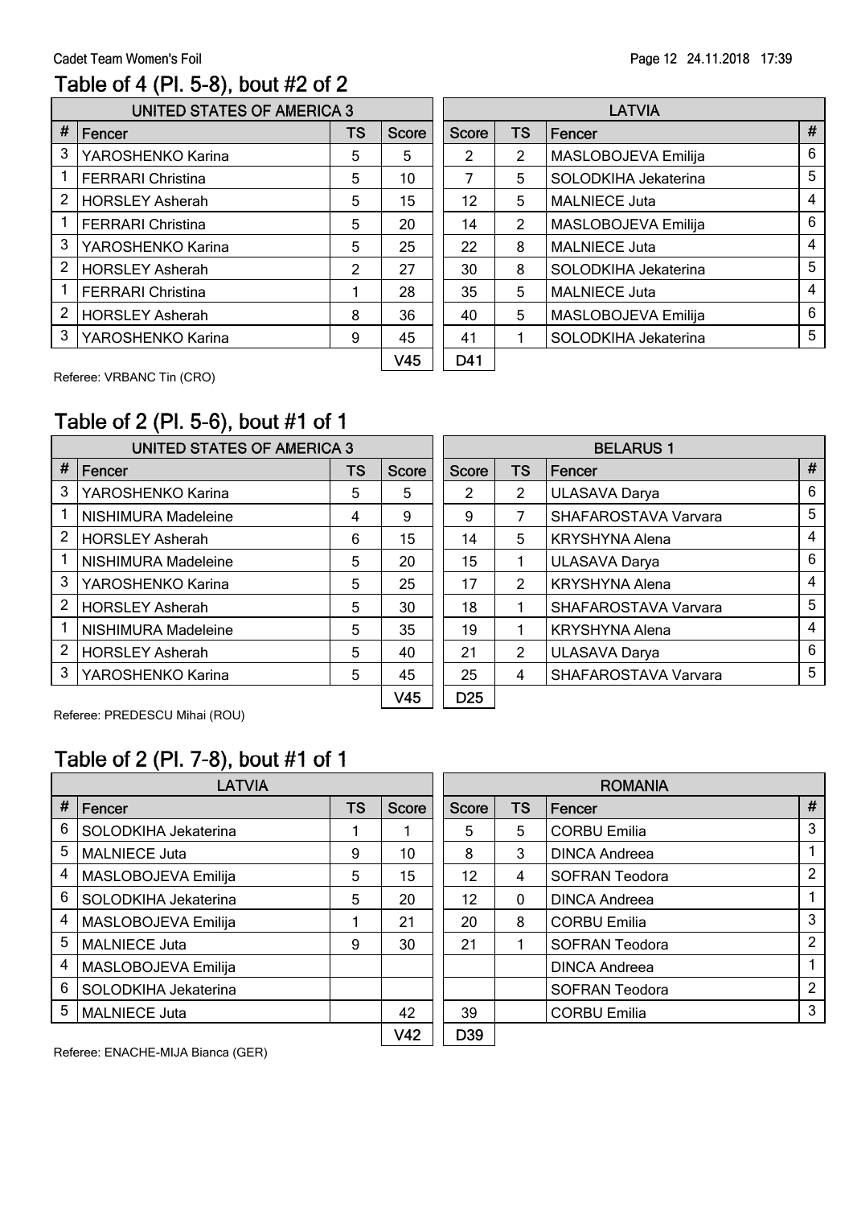Cadet Team Women's Foil

## Table of 4 (Pl. 5-8), bout #2 of 2

| UNITED STATES OF AMERICA 3 | | | | LATVIA | | | |
|---|---|---|---|---|---|---|---|
| # | Fencer | TS | Score | Score | TS | Fencer | # |
| 3 | YAROSHENKO Karina | 5 | 5 | 2 | 2 | MASLOBOJEVA Emilija | 6 |
| 1 | FERRARI Christina | 5 | 10 | 7 | 5 | SOLODKIHA Jekaterina | 5 |
| 2 | HORSLEY Asherah | 5 | 15 | 12 | 5 | MALNIECE Juta | 4 |
| 1 | FERRARI Christina | 5 | 20 | 14 | 2 | MASLOBOJEVA Emilija | 6 |
| 3 | YAROSHENKO Karina | 5 | 25 | 22 | 8 | MALNIECE Juta | 4 |
| 2 | HORSLEY Asherah | 2 | 27 | 30 | 8 | SOLODKIHA Jekaterina | 5 |
| 1 | FERRARI Christina | 1 | 28 | 35 | 5 | MALNIECE Juta | 4 |
| 2 | HORSLEY Asherah | 8 | 36 | 40 | 5 | MASLOBOJEVA Emilija | 6 |
| 3 | YAROSHENKO Karina | 9 | 45 | 41 | 1 | SOLODKIHA Jekaterina | 5 |
| | | | V45 | D41 | | | |

Referee: VRBANC Tin (CRO)

## Table of 2 (Pl. 5-6), bout #1 of 1

| UNITED STATES OF AMERICA 3 | | | | BELARUS 1 | | | |
|---|---|---|---|---|---|---|---|
| # | Fencer | TS | Score | Score | TS | Fencer | # |
| 3 | YAROSHENKO Karina | 5 | 5 | 2 | 2 | ULASAVA Darya | 6 |
| 1 | NISHIMURA Madeleine | 4 | 9 | 9 | 7 | SHAFAROSTAVA Varvara | 5 |
| 2 | HORSLEY Asherah | 6 | 15 | 14 | 5 | KRYSHYNA Alena | 4 |
| 1 | NISHIMURA Madeleine | 5 | 20 | 15 | 1 | ULASAVA Darya | 6 |
| 3 | YAROSHENKO Karina | 5 | 25 | 17 | 2 | KRYSHYNA Alena | 4 |
| 2 | HORSLEY Asherah | 5 | 30 | 18 | 1 | SHAFAROSTAVA Varvara | 5 |
| 1 | NISHIMURA Madeleine | 5 | 35 | 19 | 1 | KRYSHYNA Alena | 4 |
| 2 | HORSLEY Asherah | 5 | 40 | 21 | 2 | ULASAVA Darya | 6 |
| 3 | YAROSHENKO Karina | 5 | 45 | 25 | 4 | SHAFAROSTAVA Varvara | 5 |
| | | | V45 | D25 | | | |

Referee: PREDESCU Mihai (ROU)

## Table of 2 (Pl. 7-8), bout #1 of 1

| LATVIA | | | | ROMANIA | | | |
|---|---|---|---|---|---|---|---|
| # | Fencer | TS | Score | Score | TS | Fencer | # |
| 6 | SOLODKIHA Jekaterina | 1 | 1 | 5 | 5 | CORBU Emilia | 3 |
| 5 | MALNIECE Juta | 9 | 10 | 8 | 3 | DINCA Andreea | 1 |
| 4 | MASLOBOJEVA Emilija | 5 | 15 | 12 | 4 | SOFRAN Teodora | 2 |
| 6 | SOLODKIHA Jekaterina | 5 | 20 | 12 | 0 | DINCA Andreea | 1 |
| 4 | MASLOBOJEVA Emilija | 1 | 21 | 20 | 8 | CORBU Emilia | 3 |
| 5 | MALNIECE Juta | 9 | 30 | 21 | 1 | SOFRAN Teodora | 2 |
| 4 | MASLOBOJEVA Emilija | | | | | DINCA Andreea | 1 |
| 6 | SOLODKIHA Jekaterina | | | | | SOFRAN Teodora | 2 |
| 5 | MALNIECE Juta | | 42 | 39 | | CORBU Emilia | 3 |
| | | | V42 | D39 | | | |

Referee: ENACHE-MIJA Bianca (GER)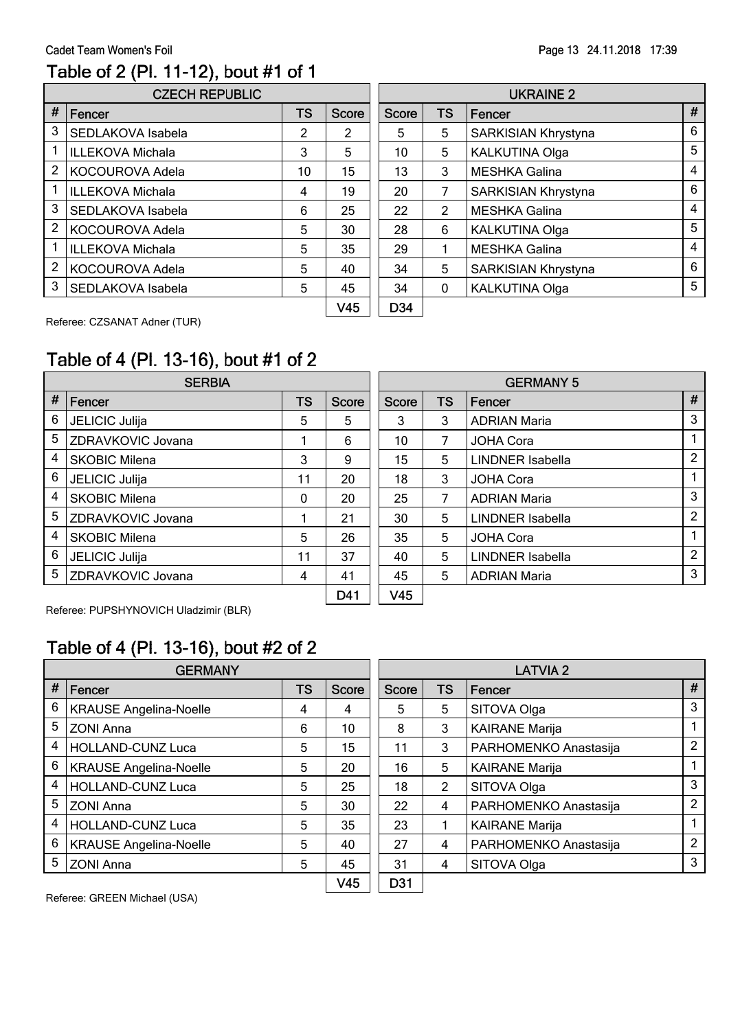Cadet Team Women's Foil

## Table of 2 (Pl. 11-12), bout #1 of 1

| CZECH REPUBLIC | | | | | UKRAINE 2 | | |
|---|---|---|---|---|---|---|---|
| # | Fencer | TS | Score | Score | TS | Fencer | # |
| 3 | SEDLAKOVA Isabela | 2 | 2 | 5 | 5 | SARKISIAN Khrystyna | 6 |
| 1 | ILLEKOVA Michala | 3 | 5 | 10 | 5 | KALKUTINA Olga | 5 |
| 2 | KOCOUROVA Adela | 10 | 15 | 13 | 3 | MESHKA Galina | 4 |
| 1 | ILLEKOVA Michala | 4 | 19 | 20 | 7 | SARKISIAN Khrystyna | 6 |
| 3 | SEDLAKOVA Isabela | 6 | 25 | 22 | 2 | MESHKA Galina | 4 |
| 2 | KOCOUROVA Adela | 5 | 30 | 28 | 6 | KALKUTINA Olga | 5 |
| 1 | ILLEKOVA Michala | 5 | 35 | 29 | 1 | MESHKA Galina | 4 |
| 2 | KOCOUROVA Adela | 5 | 40 | 34 | 5 | SARKISIAN Khrystyna | 6 |
| 3 | SEDLAKOVA Isabela | 5 | 45 | 34 | 0 | KALKUTINA Olga | 5 |
| | | | V45 | D34 | | | |

Referee: CZSANAT Adner (TUR)

## Table of 4 (Pl. 13-16), bout #1 of 2

| SERBIA | | | | | GERMANY 5 | | |
|---|---|---|---|---|---|---|---|
| # | Fencer | TS | Score | Score | TS | Fencer | # |
| 6 | JELICIC Julija | 5 | 5 | 3 | 3 | ADRIAN Maria | 3 |
| 5 | ZDRAVKOVIC Jovana | 1 | 6 | 10 | 7 | JOHA Cora | 1 |
| 4 | SKOBIC Milena | 3 | 9 | 15 | 5 | LINDNER Isabella | 2 |
| 6 | JELICIC Julija | 11 | 20 | 18 | 3 | JOHA Cora | 1 |
| 4 | SKOBIC Milena | 0 | 20 | 25 | 7 | ADRIAN Maria | 3 |
| 5 | ZDRAVKOVIC Jovana | 1 | 21 | 30 | 5 | LINDNER Isabella | 2 |
| 4 | SKOBIC Milena | 5 | 26 | 35 | 5 | JOHA Cora | 1 |
| 6 | JELICIC Julija | 11 | 37 | 40 | 5 | LINDNER Isabella | 2 |
| 5 | ZDRAVKOVIC Jovana | 4 | 41 | 45 | 5 | ADRIAN Maria | 3 |
| | | | D41 | V45 | | | |

Referee: PUPSHYNOVICH Uladzimir (BLR)

## Table of 4 (Pl. 13-16), bout #2 of 2

| GERMANY | | | | | LATVIA 2 | | |
|---|---|---|---|---|---|---|---|
| # | Fencer | TS | Score | Score | TS | Fencer | # |
| 6 | KRAUSE Angelina-Noelle | 4 | 4 | 5 | 5 | SITOVA Olga | 3 |
| 5 | ZONI Anna | 6 | 10 | 8 | 3 | KAIRANE Marija | 1 |
| 4 | HOLLAND-CUNZ Luca | 5 | 15 | 11 | 3 | PARHOMENKO Anastasija | 2 |
| 6 | KRAUSE Angelina-Noelle | 5 | 20 | 16 | 5 | KAIRANE Marija | 1 |
| 4 | HOLLAND-CUNZ Luca | 5 | 25 | 18 | 2 | SITOVA Olga | 3 |
| 5 | ZONI Anna | 5 | 30 | 22 | 4 | PARHOMENKO Anastasija | 2 |
| 4 | HOLLAND-CUNZ Luca | 5 | 35 | 23 | 1 | KAIRANE Marija | 1 |
| 6 | KRAUSE Angelina-Noelle | 5 | 40 | 27 | 4 | PARHOMENKO Anastasija | 2 |
| 5 | ZONI Anna | 5 | 45 | 31 | 4 | SITOVA Olga | 3 |
| | | | V45 | D31 | | | |

Referee: GREEN Michael (USA)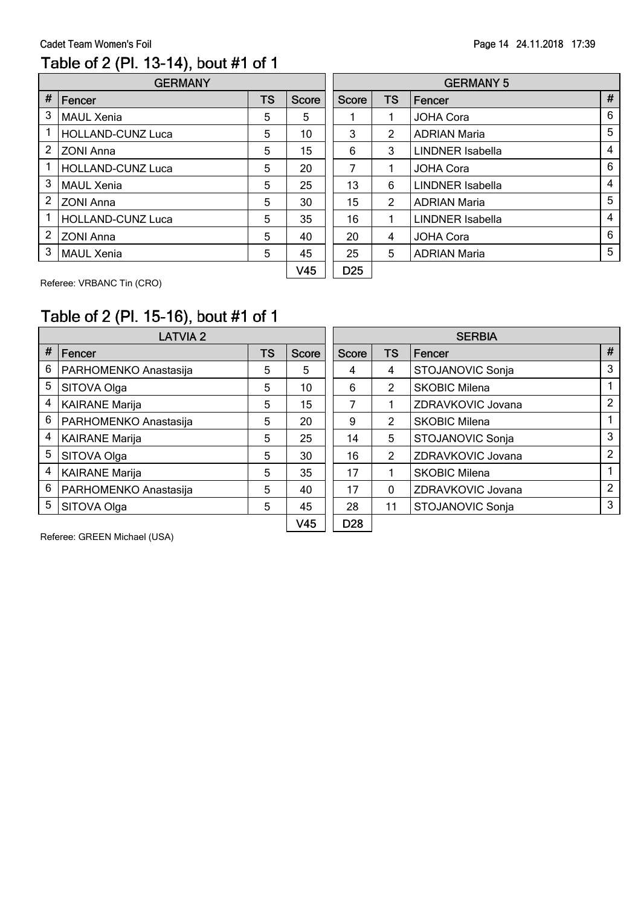## Table of 2 (Pl. 13-14), bout #1 of 1

| GERMANY | | | | | | | GERMANY 5 | |
|---|---|---|---|---|---|---|---|---|
| # | Fencer | TS | Score | Score | TS | Fencer | # |
| 3 | MAUL Xenia | 5 | 5 | 1 | 1 | JOHA Cora | 6 |
| 1 | HOLLAND-CUNZ Luca | 5 | 10 | 3 | 2 | ADRIAN Maria | 5 |
| 2 | ZONI Anna | 5 | 15 | 6 | 3 | LINDNER Isabella | 4 |
| 1 | HOLLAND-CUNZ Luca | 5 | 20 | 7 | 1 | JOHA Cora | 6 |
| 3 | MAUL Xenia | 5 | 25 | 13 | 6 | LINDNER Isabella | 4 |
| 2 | ZONI Anna | 5 | 30 | 15 | 2 | ADRIAN Maria | 5 |
| 1 | HOLLAND-CUNZ Luca | 5 | 35 | 16 | 1 | LINDNER Isabella | 4 |
| 2 | ZONI Anna | 5 | 40 | 20 | 4 | JOHA Cora | 6 |
| 3 | MAUL Xenia | 5 | 45 | 25 | 5 | ADRIAN Maria | 5 |
| | | | V45 | D25 | | | |

Referee: VRBANC Tin (CRO)

## Table of 2 (Pl. 15-16), bout #1 of 1

| LATVIA 2 | | | | | | | SERBIA | |
|---|---|---|---|---|---|---|---|---|
| # | Fencer | TS | Score | Score | TS | Fencer | # |
| 6 | PARHOMENKO Anastasija | 5 | 5 | 4 | 4 | STOJANOVIC Sonja | 3 |
| 5 | SITOVA Olga | 5 | 10 | 6 | 2 | SKOBIC Milena | 1 |
| 4 | KAIRANE Marija | 5 | 15 | 7 | 1 | ZDRAVKOVIC Jovana | 2 |
| 6 | PARHOMENKO Anastasija | 5 | 20 | 9 | 2 | SKOBIC Milena | 1 |
| 4 | KAIRANE Marija | 5 | 25 | 14 | 5 | STOJANOVIC Sonja | 3 |
| 5 | SITOVA Olga | 5 | 30 | 16 | 2 | ZDRAVKOVIC Jovana | 2 |
| 4 | KAIRANE Marija | 5 | 35 | 17 | 1 | SKOBIC Milena | 1 |
| 6 | PARHOMENKO Anastasija | 5 | 40 | 17 | 0 | ZDRAVKOVIC Jovana | 2 |
| 5 | SITOVA Olga | 5 | 45 | 28 | 11 | STOJANOVIC Sonja | 3 |
| | | | V45 | D28 | | | |

Referee: GREEN Michael (USA)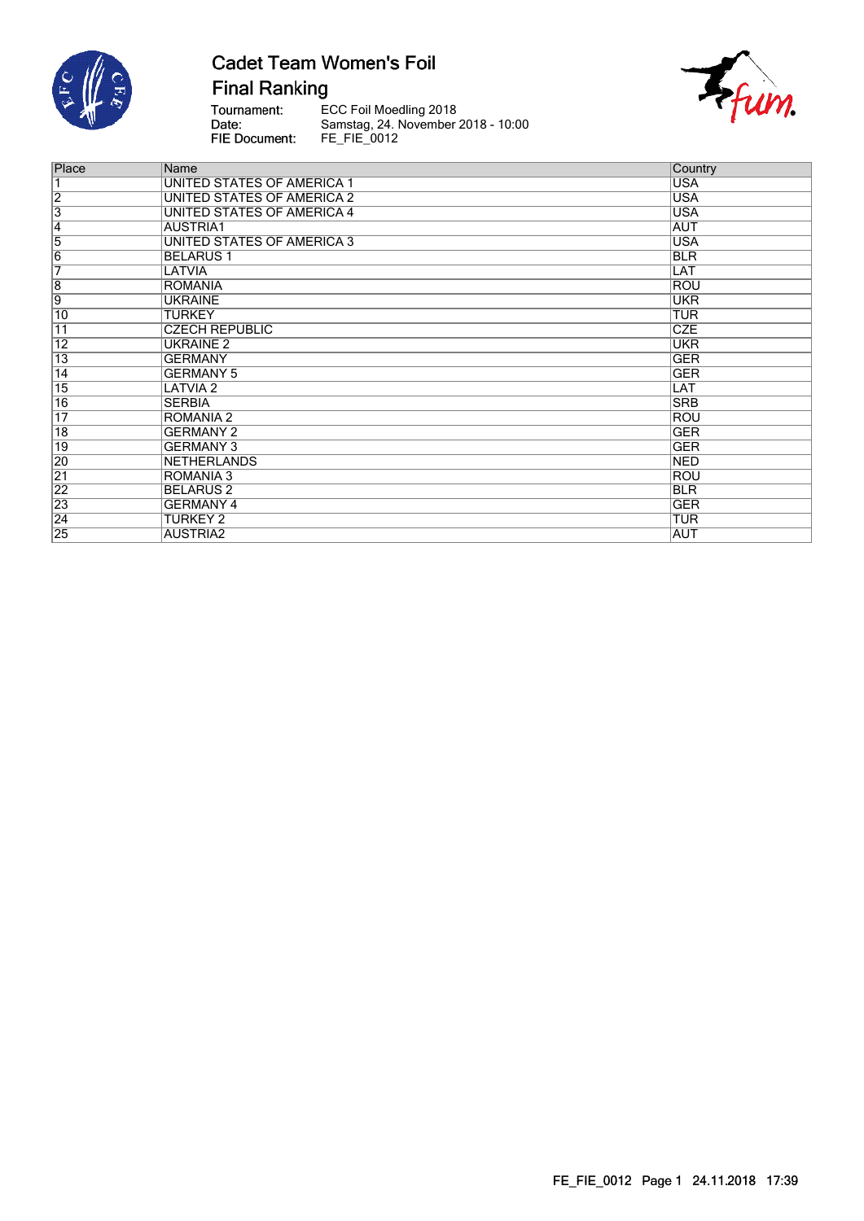# Cadet Team Women's Foil

## Final Ranking

Tournament: ECC Foil Moedling 2018
Date: Samstag, 24. November 2018 - 10:00
FIE Document: FE_FIE_0012

| Place | Name | Country |
|---|---|---|
| 1 | UNITED STATES OF AMERICA 1 | USA |
| 2 | UNITED STATES OF AMERICA 2 | USA |
| 3 | UNITED STATES OF AMERICA 4 | USA |
| 4 | AUSTRIA1 | AUT |
| 5 | UNITED STATES OF AMERICA 3 | USA |
| 6 | BELARUS 1 | BLR |
| 7 | LATVIA | LAT |
| 8 | ROMANIA | ROU |
| 9 | UKRAINE | UKR |
| 10 | TURKEY | TUR |
| 11 | CZECH REPUBLIC | CZE |
| 12 | UKRAINE 2 | UKR |
| 13 | GERMANY | GER |
| 14 | GERMANY 5 | GER |
| 15 | LATVIA 2 | LAT |
| 16 | SERBIA | SRB |
| 17 | ROMANIA 2 | ROU |
| 18 | GERMANY 2 | GER |
| 19 | GERMANY 3 | GER |
| 20 | NETHERLANDS | NED |
| 21 | ROMANIA 3 | ROU |
| 22 | BELARUS 2 | BLR |
| 23 | GERMANY 4 | GER |
| 24 | TURKEY 2 | TUR |
| 25 | AUSTRIA2 | AUT |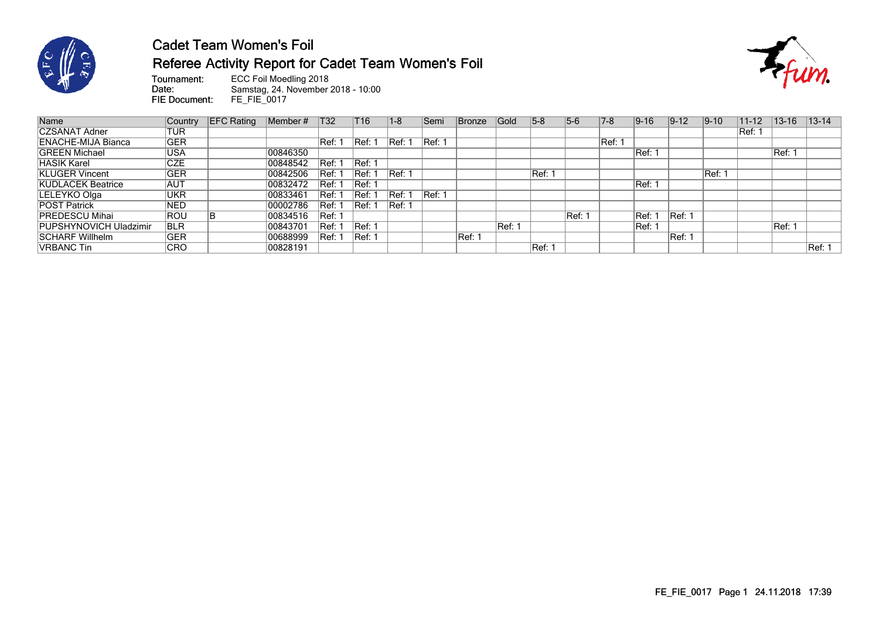# Cadet Team Women's Foil

## Referee Activity Report for Cadet Team Women's Foil

**Tournament:** ECC Foil Moedling 2018
**Date:** Samstag, 24. November 2018 - 10:00
**FIE Document:** FE_FIE_0017

| Name | Country | EFC Rating | Member # | T32 | T16 | 1-8 | Semi | Bronze | Gold | 5-8 | 5-6 | 7-8 | 9-16 | 9-12 | 9-10 | 11-12 | 13-16 | 13-14 |
|---|---|---|---|---|---|---|---|---|---|---|---|---|---|---|---|---|---|---|
| CZSANAT Adner | TUR | | | | | | | | | | | | | | | Ref: 1 | | |
| ENACHE-MIJA Bianca | GER | | | Ref: 1 | Ref: 1 | Ref: 1 | Ref: 1 | | | | | Ref: 1 | | | | | | |
| GREEN Michael | USA | | 00846350 | | | | | | | | | | Ref: 1 | | | | Ref: 1 | |
| HASIK Karel | CZE | | 00848542 | Ref: 1 | Ref: 1 | | | | | | | | | | | | | |
| KLUGER Vincent | GER | | 00842506 | Ref: 1 | Ref: 1 | Ref: 1 | | | | Ref: 1 | | | | | Ref: 1 | | | |
| KUDLACEK Beatrice | AUT | | 00832472 | Ref: 1 | Ref: 1 | | | | | | | | Ref: 1 | | | | | |
| LELEYKO Olga | UKR | | 00833461 | Ref: 1 | Ref: 1 | Ref: 1 | Ref: 1 | | | | | | | | | | | |
| POST Patrick | NED | | 00002786 | Ref: 1 | Ref: 1 | Ref: 1 | | | | | | | | | | | | |
| PREDESCU Mihai | ROU | B | 00834516 | Ref: 1 | | | | | | | Ref: 1 | | Ref: 1 | Ref: 1 | | | | |
| PUPSHYNOVICH Uladzimir | BLR | | 00843701 | Ref: 1 | Ref: 1 | | | | Ref: 1 | | | | Ref: 1 | | | | Ref: 1 | |
| SCHARF Willhelm | GER | | 00688999 | Ref: 1 | Ref: 1 | | | Ref: 1 | | | | | | Ref: 1 | | | | |
| VRBANC Tin | CRO | | 00828191 | | | | | | | Ref: 1 | | | | | | | | Ref: 1 |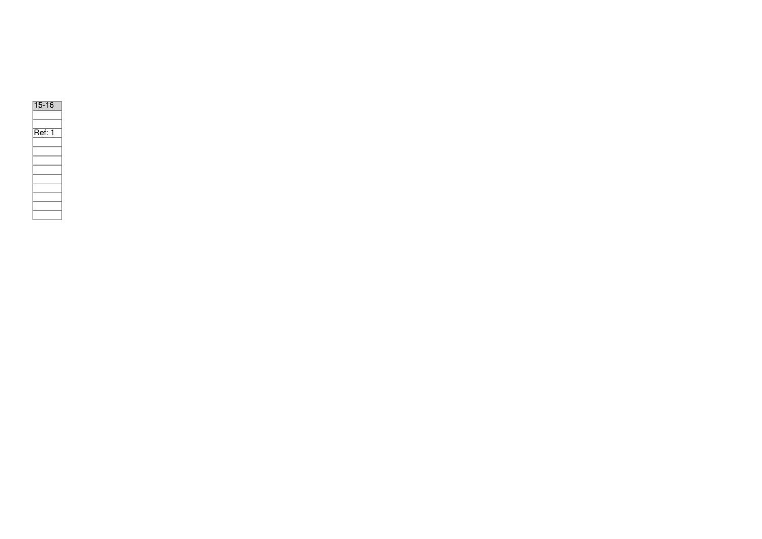| 15-16 |
| --- |
| |
| |
| Ref: 1 |
| |
| |
| |
| |
| |
| |
| |
| |
| |